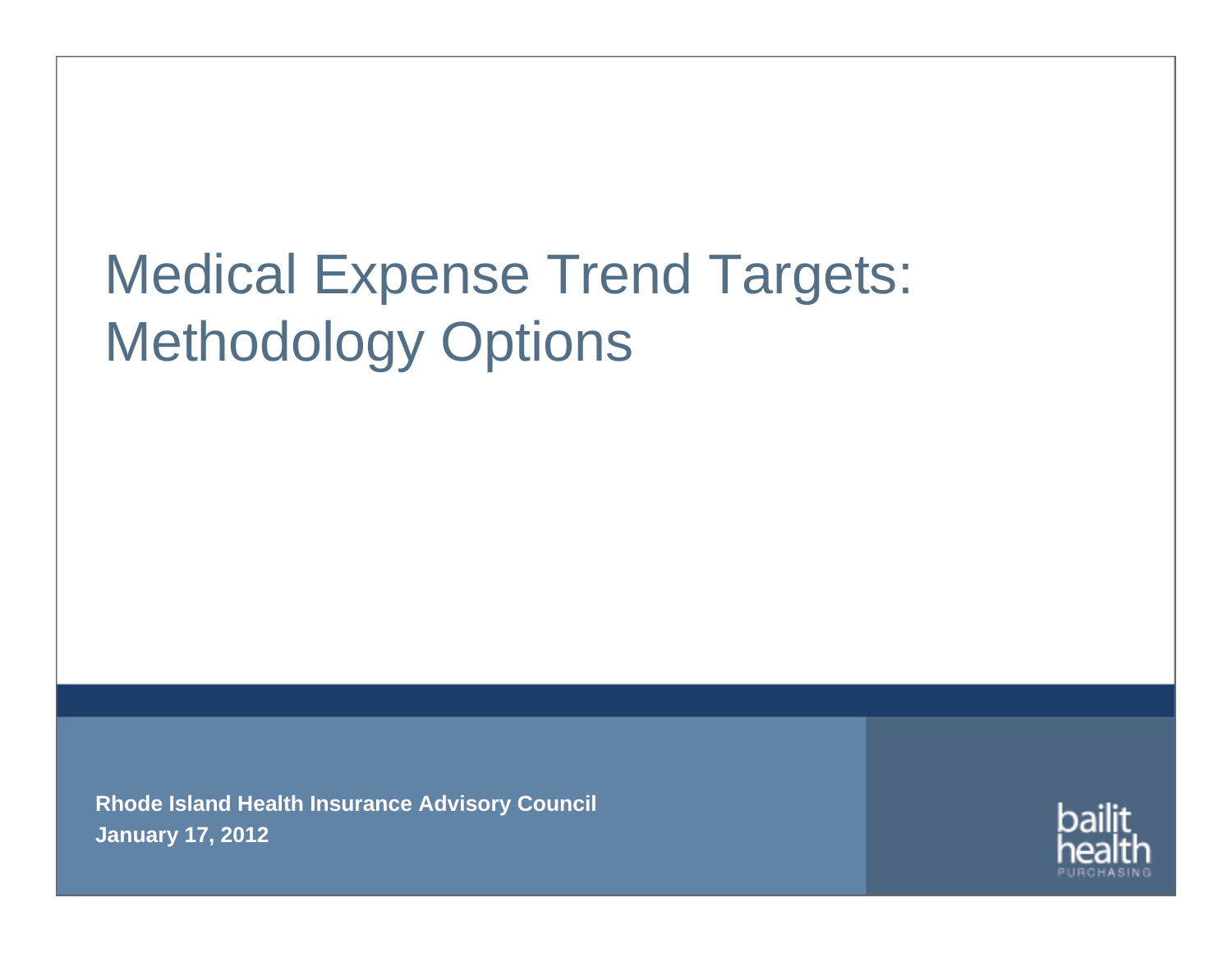# Medical Expense Trend Targets: Methodology Options

**Rhode Island Health Insurance Advisory Council**
**January 17, 2012**

bailit health PURCHASING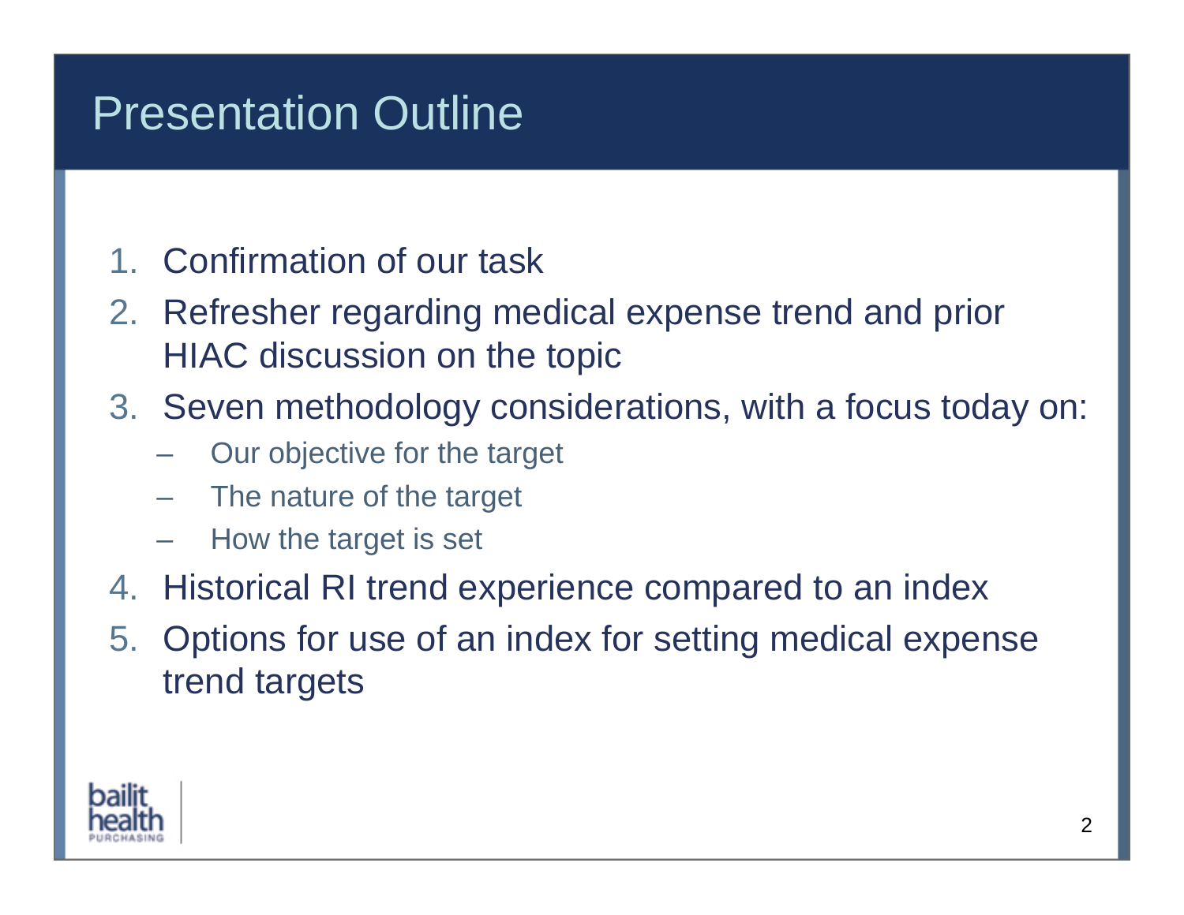# Presentation Outline

1. Confirmation of our task
2. Refresher regarding medical expense trend and prior HIAC discussion on the topic
3. Seven methodology considerations, with a focus today on:
   - Our objective for the target
   - The nature of the target
   - How the target is set
4. Historical RI trend experience compared to an index
5. Options for use of an index for setting medical expense trend targets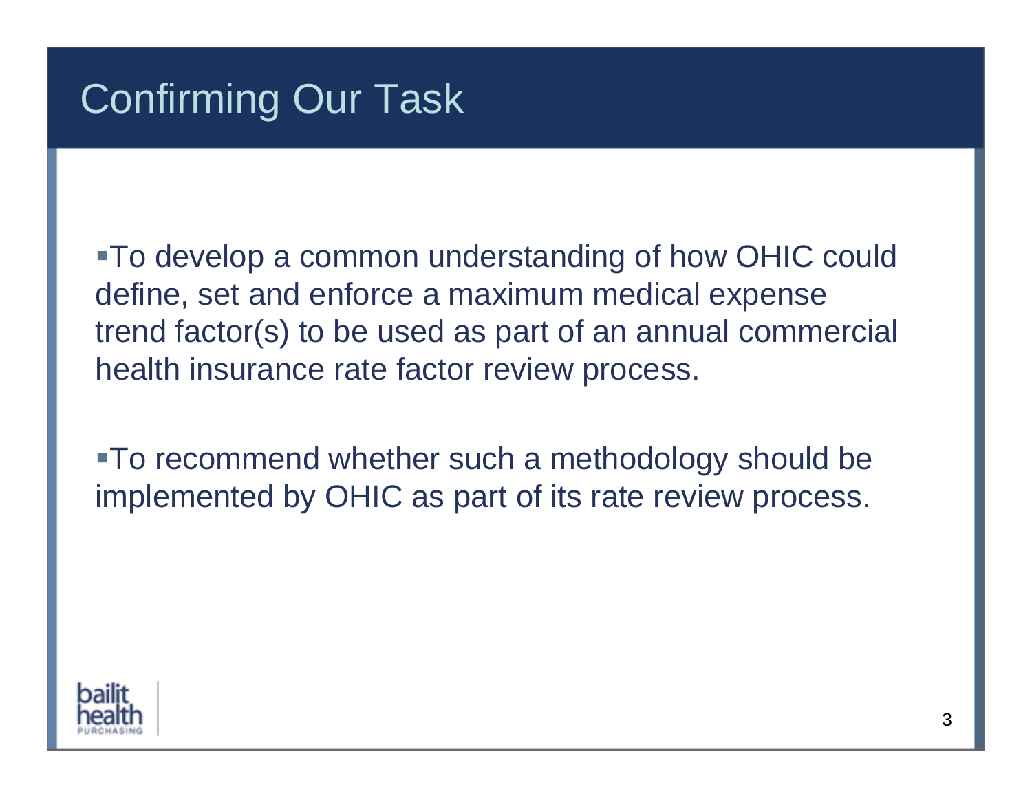# Confirming Our Task

- To develop a common understanding of how OHIC could define, set and enforce a maximum medical expense trend factor(s) to be used as part of an annual commercial health insurance rate factor review process.
- To recommend whether such a methodology should be implemented by OHIC as part of its rate review process.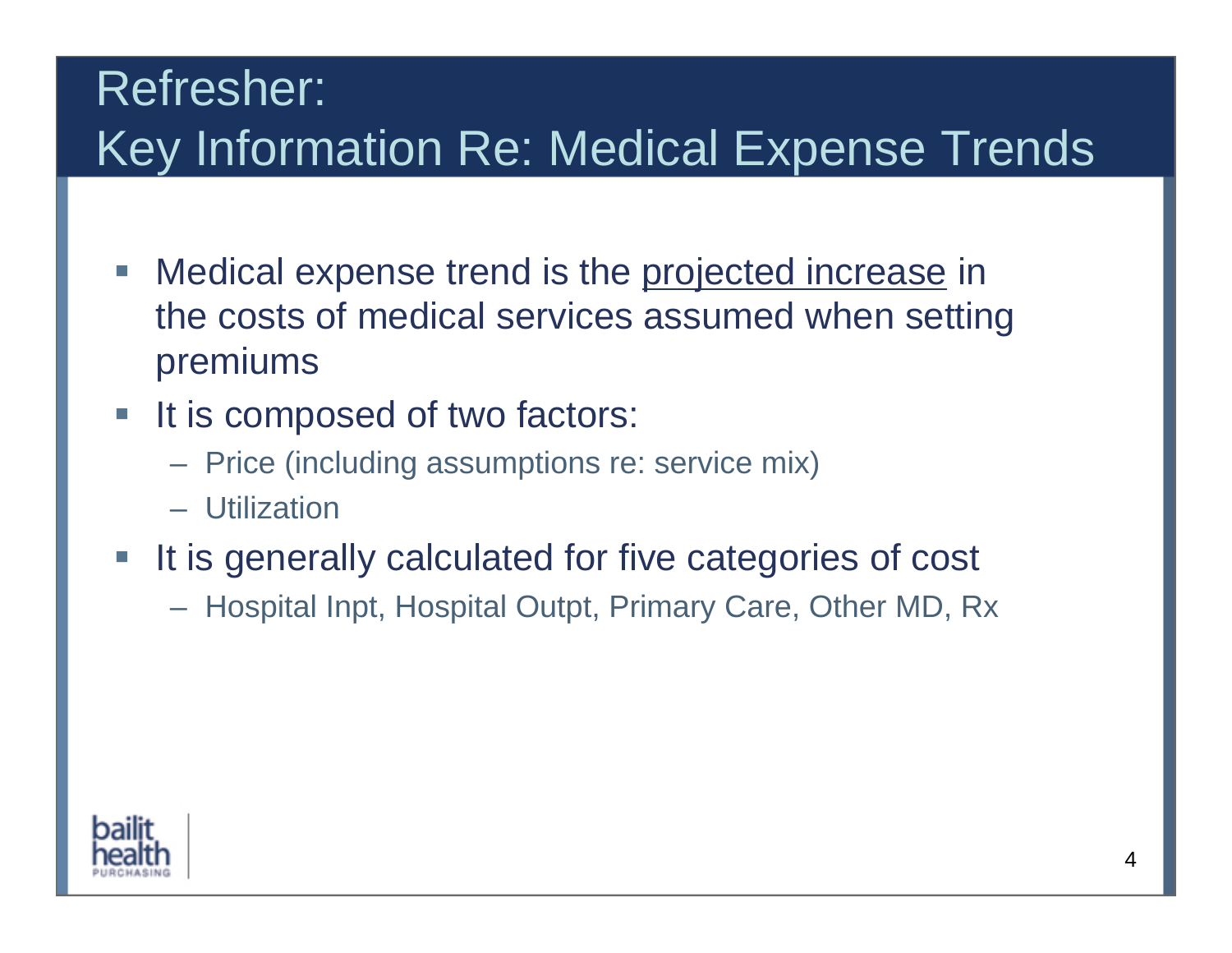# Refresher: Key Information Re: Medical Expense Trends

- Medical expense trend is the <u>projected increase</u> in the costs of medical services assumed when setting premiums
- It is composed of two factors:
  - Price (including assumptions re: service mix)
  - Utilization
- It is generally calculated for five categories of cost
  - Hospital Inpt, Hospital Outpt, Primary Care, Other MD, Rx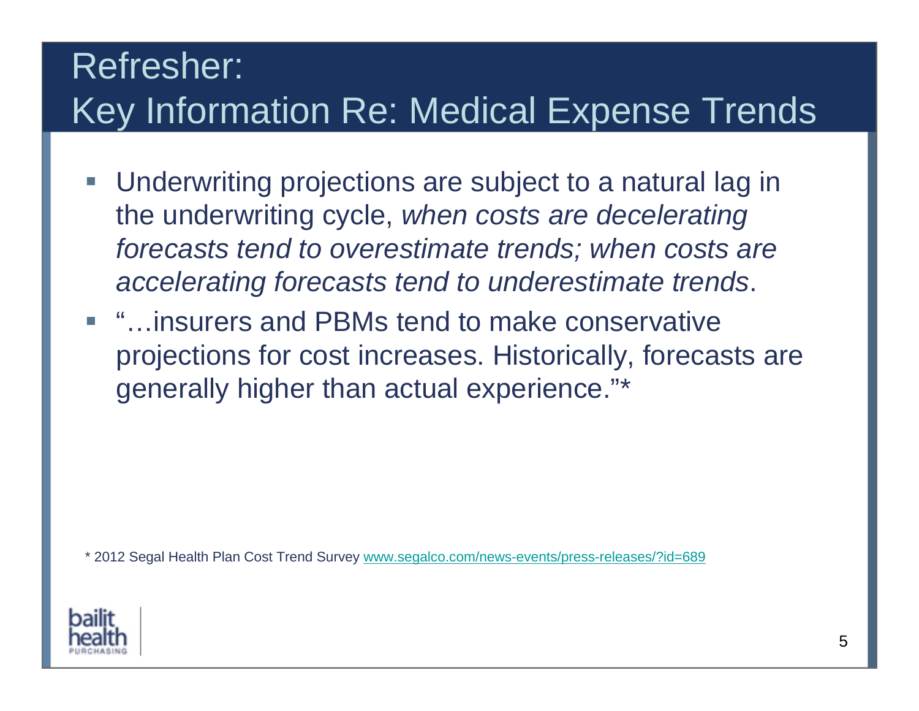# Refresher: Key Information Re: Medical Expense Trends

- Underwriting projections are subject to a natural lag in the underwriting cycle, *when costs are decelerating forecasts tend to overestimate trends; when costs are accelerating forecasts tend to underestimate trends*.
- "…insurers and PBMs tend to make conservative projections for cost increases. Historically, forecasts are generally higher than actual experience."*

* 2012 Segal Health Plan Cost Trend Survey www.segalco.com/news-events/press-releases/?id=689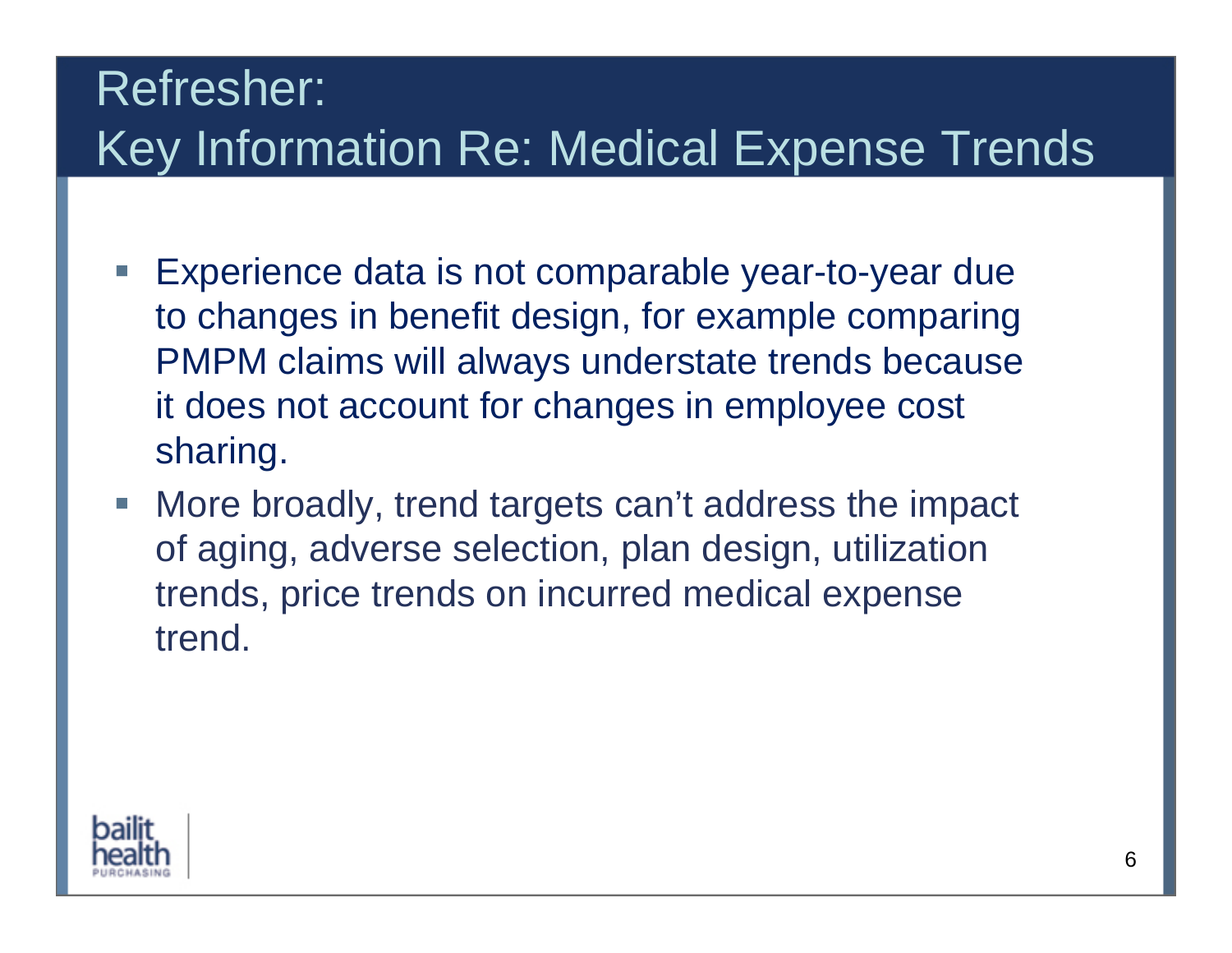# Refresher:
# Key Information Re: Medical Expense Trends

- Experience data is not comparable year-to-year due to changes in benefit design, for example comparing PMPM claims will always understate trends because it does not account for changes in employee cost sharing.
- More broadly, trend targets can't address the impact of aging, adverse selection, plan design, utilization trends, price trends on incurred medical expense trend.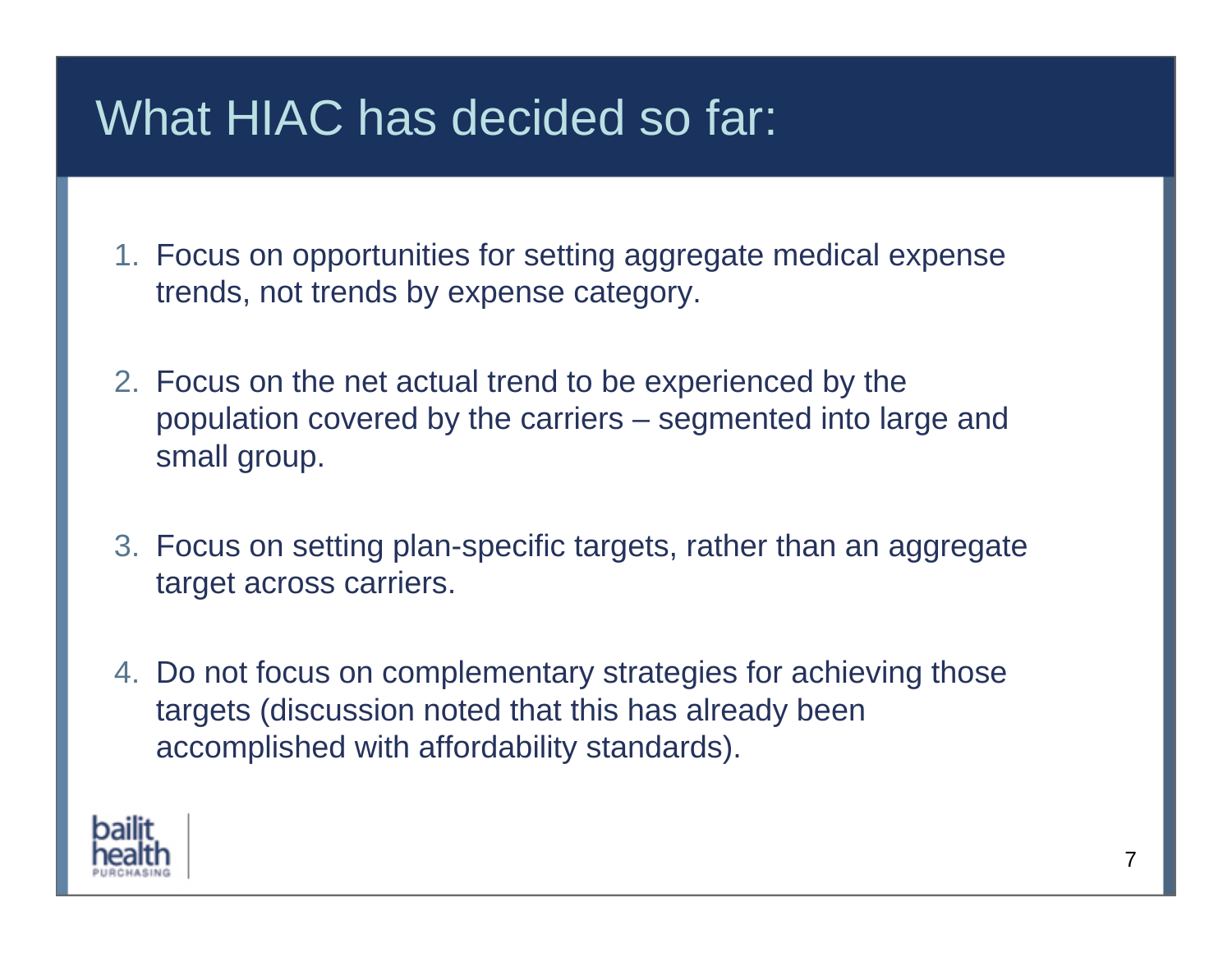# What HIAC has decided so far:

1. Focus on opportunities for setting aggregate medical expense trends, not trends by expense category.

2. Focus on the net actual trend to be experienced by the population covered by the carriers – segmented into large and small group.

3. Focus on setting plan-specific targets, rather than an aggregate target across carriers.

4. Do not focus on complementary strategies for achieving those targets (discussion noted that this has already been accomplished with affordability standards).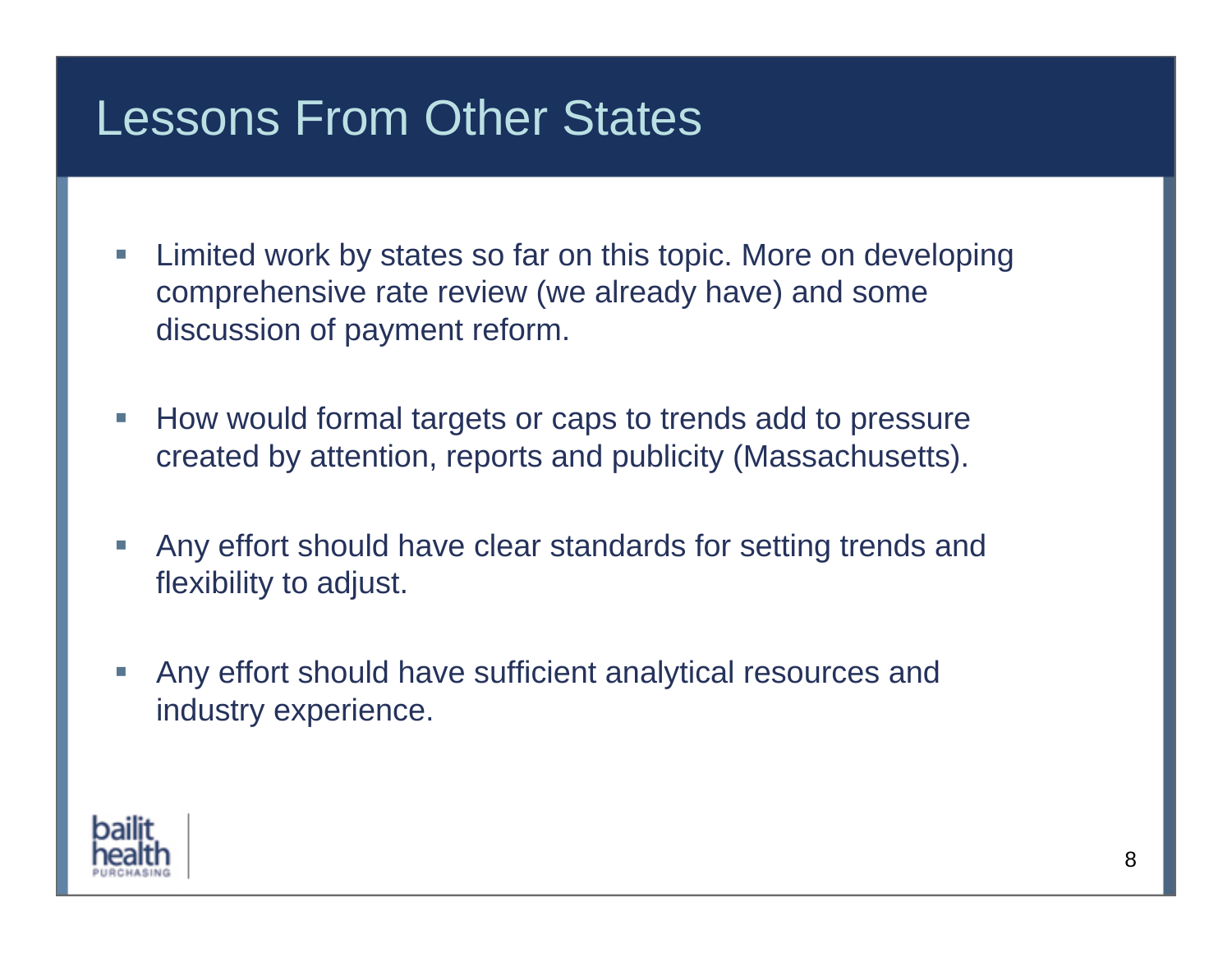# Lessons From Other States

- Limited work by states so far on this topic. More on developing comprehensive rate review (we already have) and some discussion of payment reform.

- How would formal targets or caps to trends add to pressure created by attention, reports and publicity (Massachusetts).

- Any effort should have clear standards for setting trends and flexibility to adjust.

- Any effort should have sufficient analytical resources and industry experience.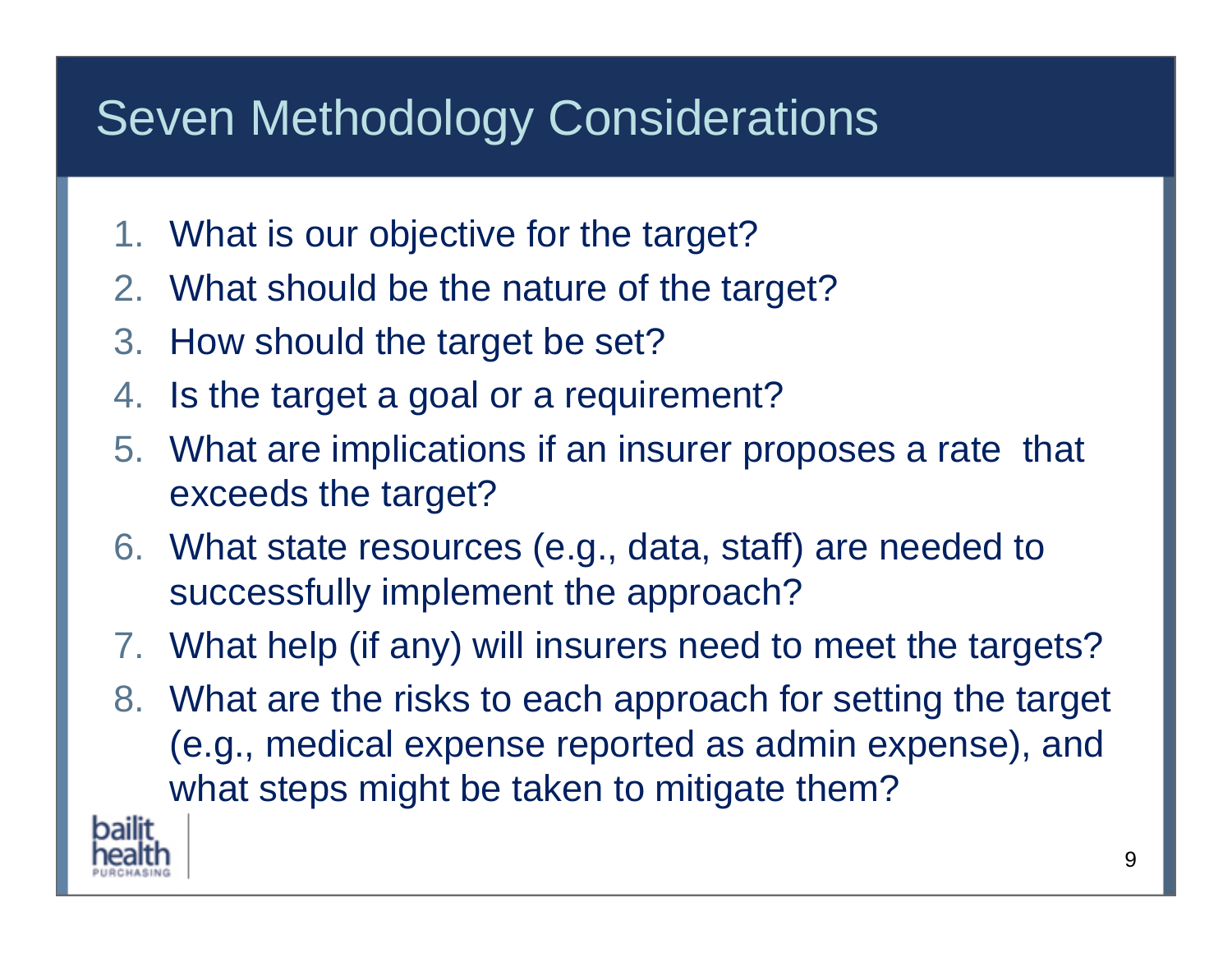# Seven Methodology Considerations

1. What is our objective for the target?
2. What should be the nature of the target?
3. How should the target be set?
4. Is the target a goal or a requirement?
5. What are implications if an insurer proposes a rate that exceeds the target?
6. What state resources (e.g., data, staff) are needed to successfully implement the approach?
7. What help (if any) will insurers need to meet the targets?
8. What are the risks to each approach for setting the target (e.g., medical expense reported as admin expense), and what steps might be taken to mitigate them?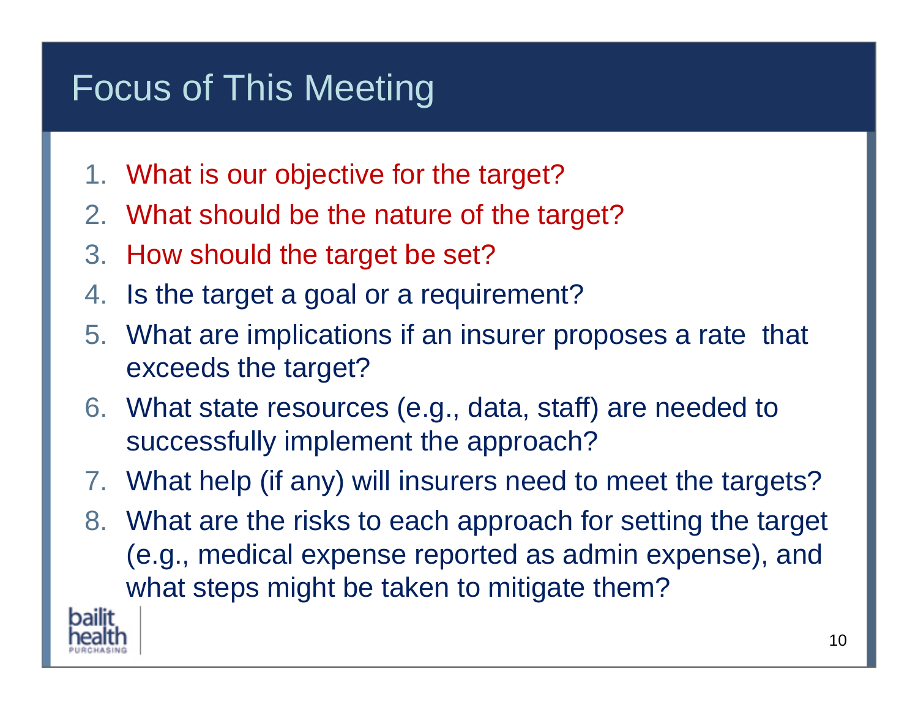# Focus of This Meeting

1. What is our objective for the target?
2. What should be the nature of the target?
3. How should the target be set?
4. Is the target a goal or a requirement?
5. What are implications if an insurer proposes a rate that exceeds the target?
6. What state resources (e.g., data, staff) are needed to successfully implement the approach?
7. What help (if any) will insurers need to meet the targets?
8. What are the risks to each approach for setting the target (e.g., medical expense reported as admin expense), and what steps might be taken to mitigate them?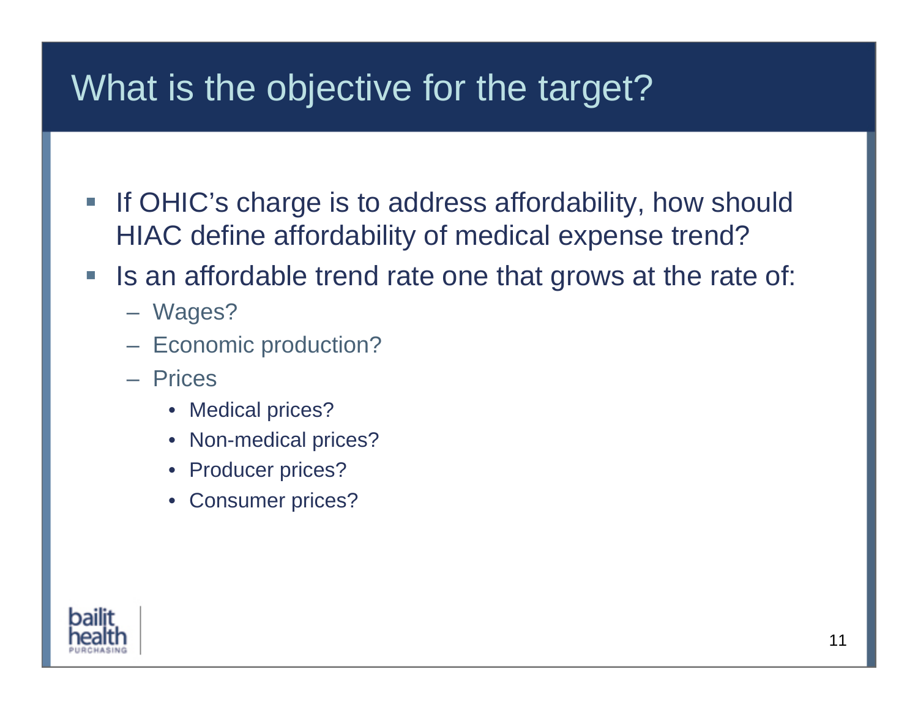# What is the objective for the target?

- If OHIC's charge is to address affordability, how should HIAC define affordability of medical expense trend?
- Is an affordable trend rate one that grows at the rate of:
  - Wages?
  - Economic production?
  - Prices
    - Medical prices?
    - Non-medical prices?
    - Producer prices?
    - Consumer prices?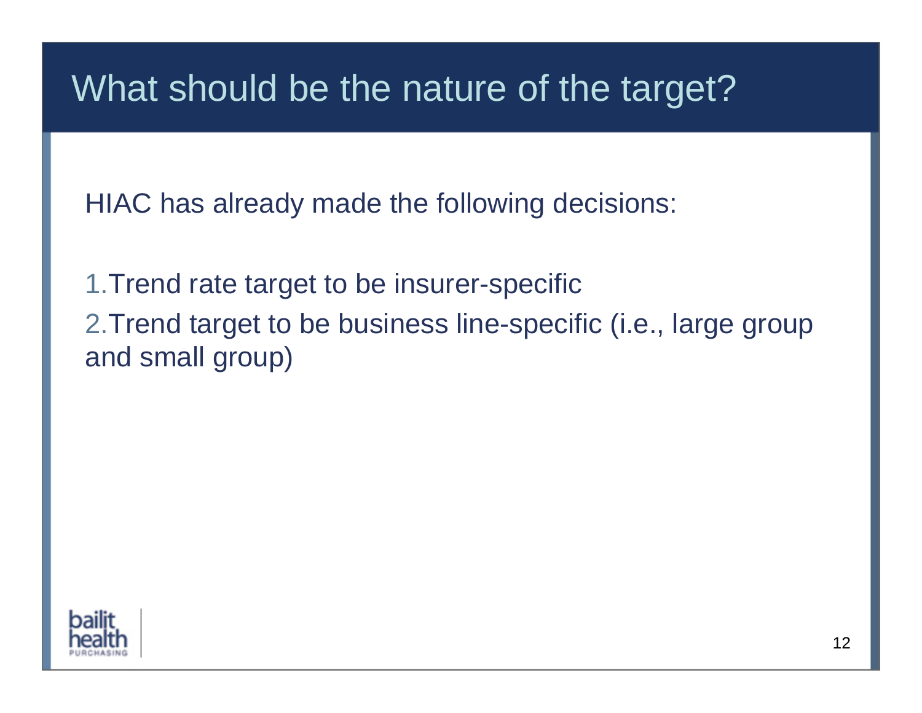# What should be the nature of the target?

HIAC has already made the following decisions:

1. Trend rate target to be insurer-specific
2. Trend target to be business line-specific (i.e., large group and small group)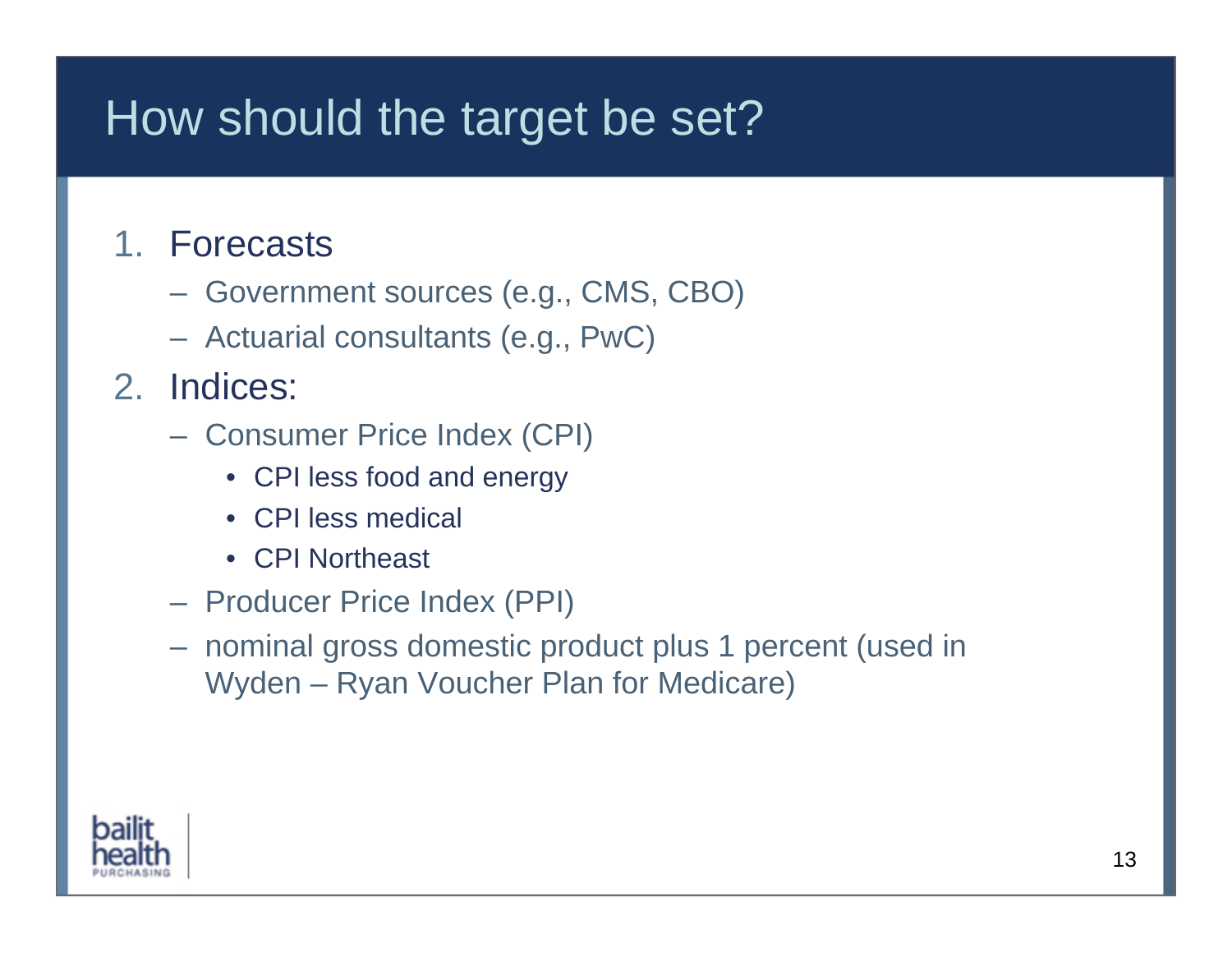# How should the target be set?

1. Forecasts
   - Government sources (e.g., CMS, CBO)
   - Actuarial consultants (e.g., PwC)
2. Indices:
   - Consumer Price Index (CPI)
     - CPI less food and energy
     - CPI less medical
     - CPI Northeast
   - Producer Price Index (PPI)
   - nominal gross domestic product plus 1 percent (used in Wyden – Ryan Voucher Plan for Medicare)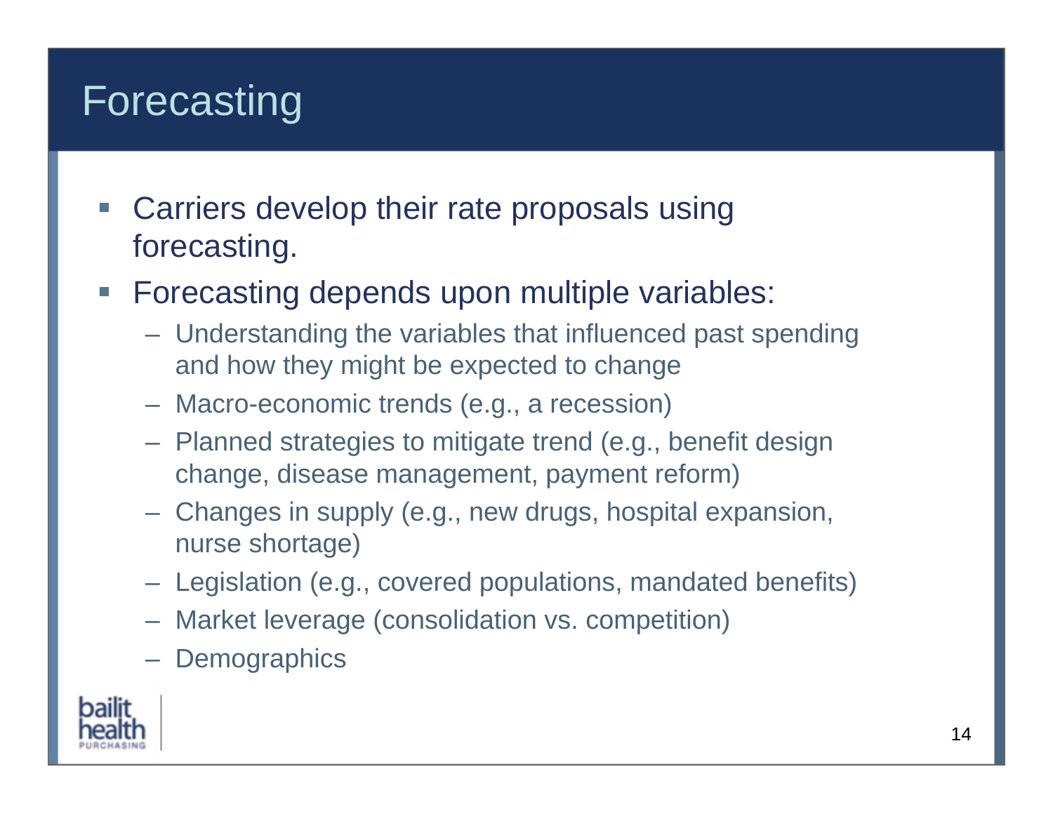# Forecasting

- Carriers develop their rate proposals using forecasting.
- Forecasting depends upon multiple variables:
  - Understanding the variables that influenced past spending and how they might be expected to change
  - Macro-economic trends (e.g., a recession)
  - Planned strategies to mitigate trend (e.g., benefit design change, disease management, payment reform)
  - Changes in supply (e.g., new drugs, hospital expansion, nurse shortage)
  - Legislation (e.g., covered populations, mandated benefits)
  - Market leverage (consolidation vs. competition)
  - Demographics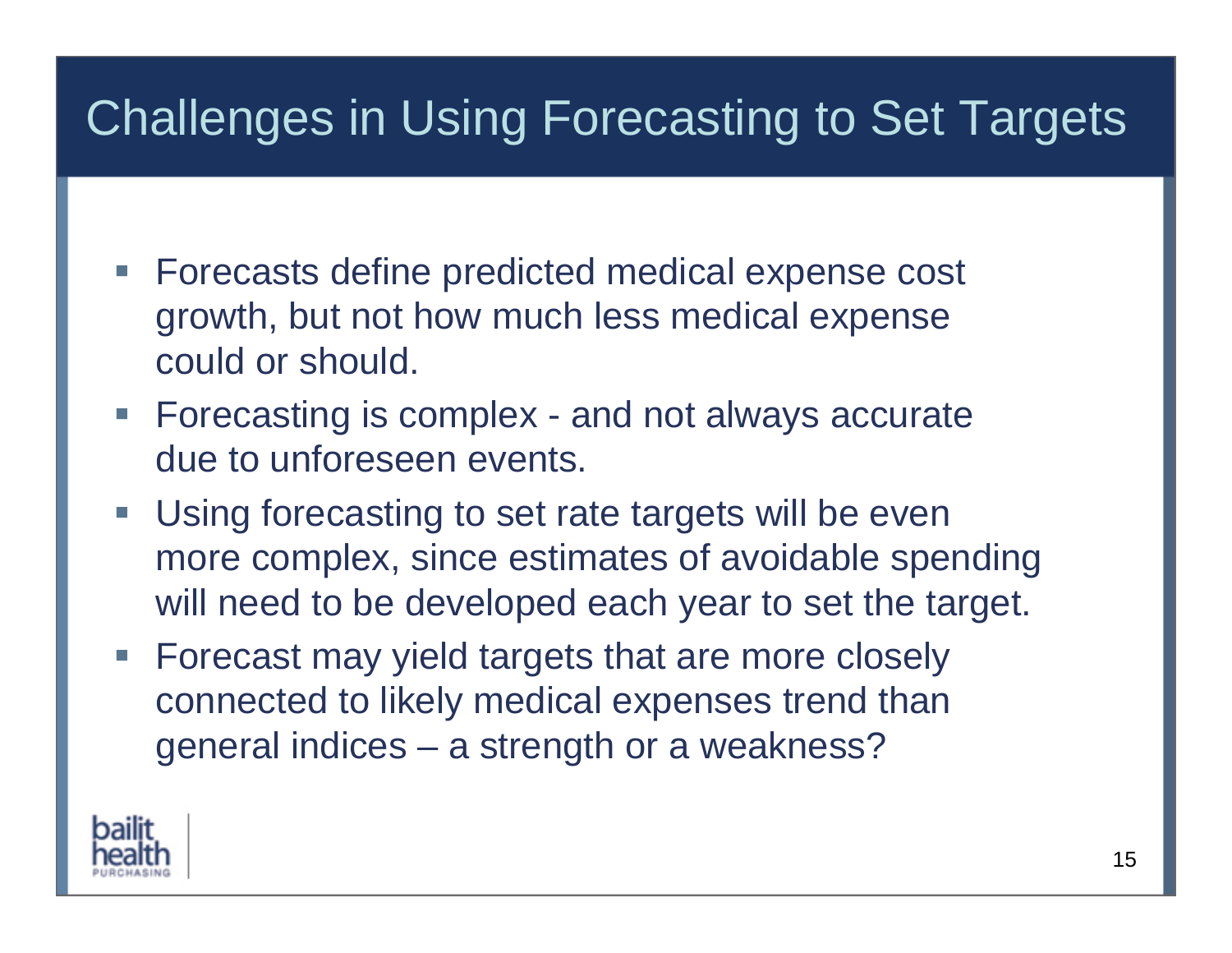# Challenges in Using Forecasting to Set Targets

- Forecasts define predicted medical expense cost growth, but not how much less medical expense could or should.
- Forecasting is complex - and not always accurate due to unforeseen events.
- Using forecasting to set rate targets will be even more complex, since estimates of avoidable spending will need to be developed each year to set the target.
- Forecast may yield targets that are more closely connected to likely medical expenses trend than general indices – a strength or a weakness?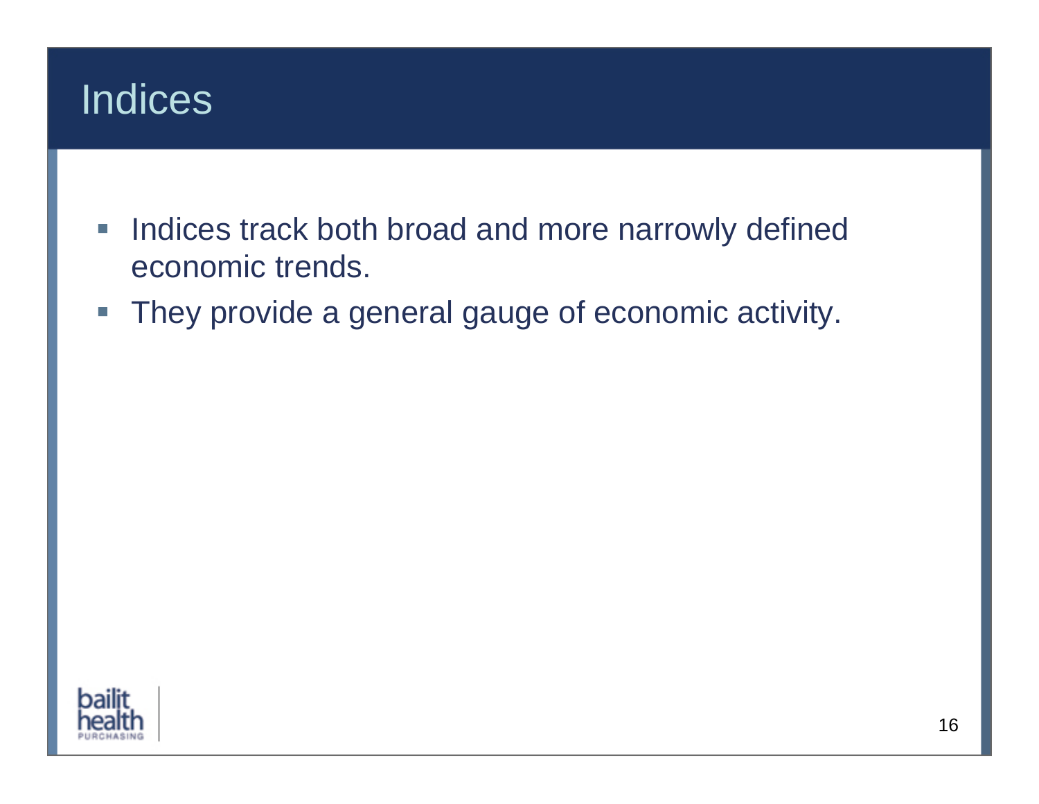# Indices

- Indices track both broad and more narrowly defined economic trends.
- They provide a general gauge of economic activity.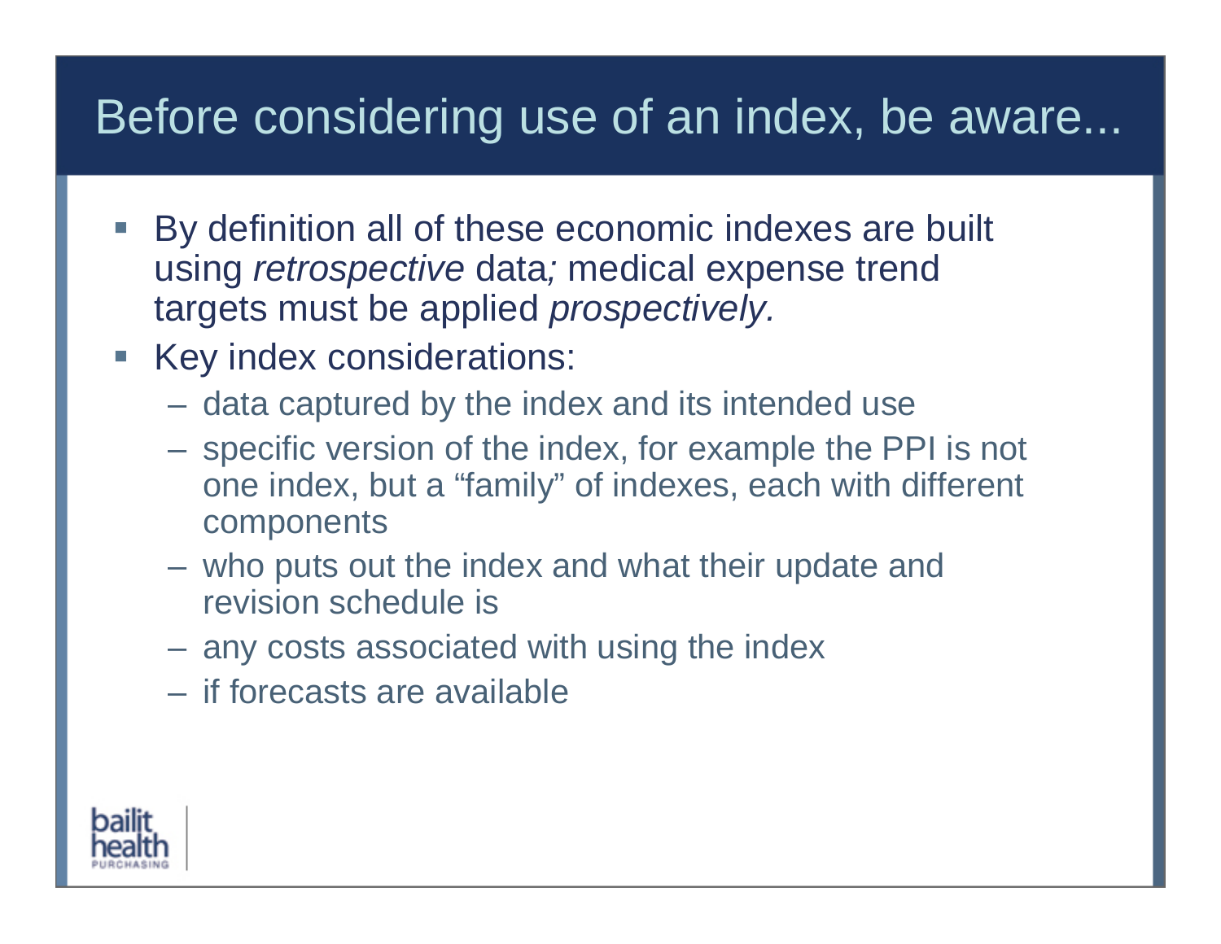# Before considering use of an index, be aware...

- By definition all of these economic indexes are built using *retrospective* data*;* medical expense trend targets must be applied *prospectively.*
- Key index considerations:
  - data captured by the index and its intended use
  - specific version of the index, for example the PPI is not one index, but a "family" of indexes, each with different components
  - who puts out the index and what their update and revision schedule is
  - any costs associated with using the index
  - if forecasts are available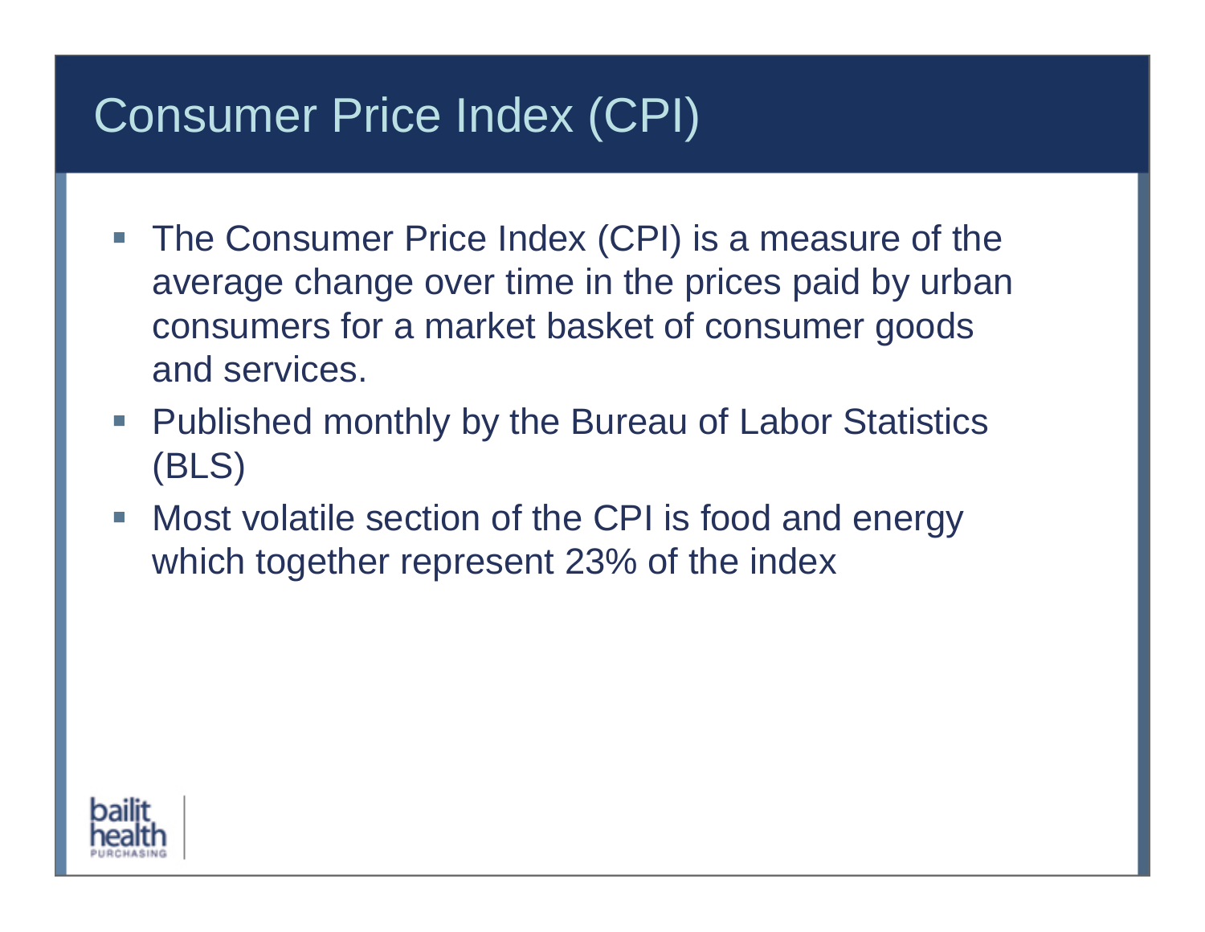# Consumer Price Index (CPI)

- The Consumer Price Index (CPI) is a measure of the average change over time in the prices paid by urban consumers for a market basket of consumer goods and services.
- Published monthly by the Bureau of Labor Statistics (BLS)
- Most volatile section of the CPI is food and energy which together represent 23% of the index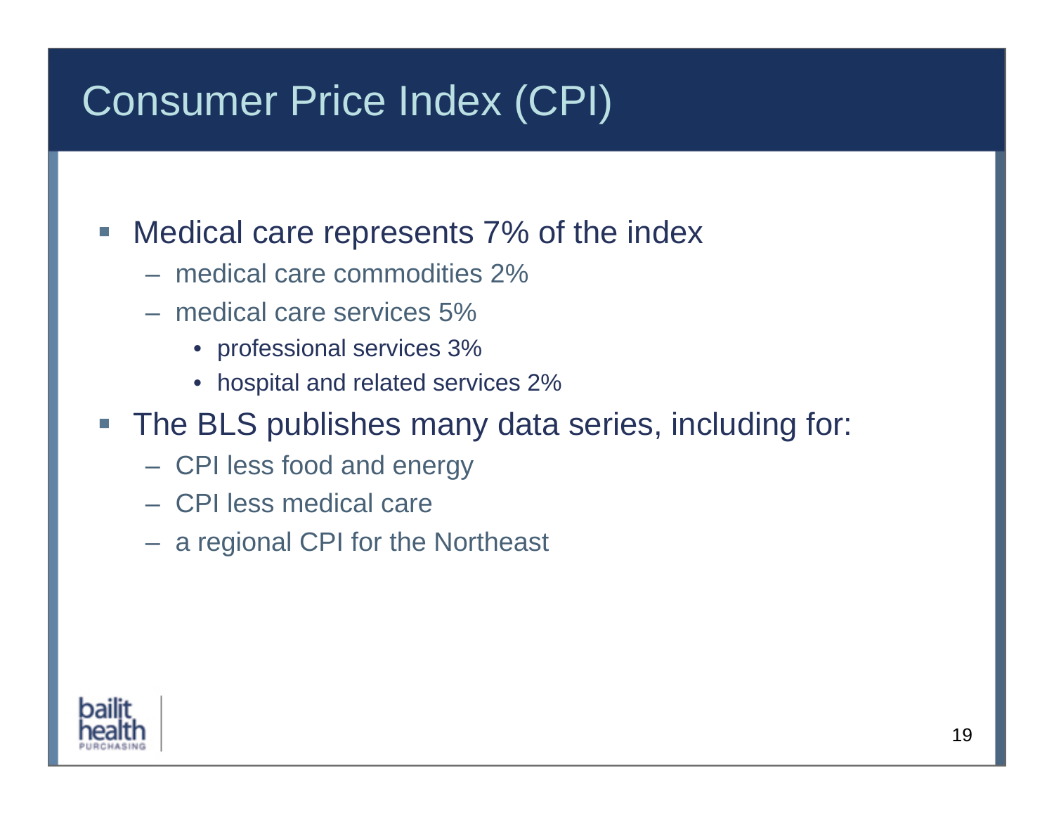# Consumer Price Index (CPI)

- Medical care represents 7% of the index
  - medical care commodities 2%
  - medical care services 5%
    - professional services 3%
    - hospital and related services 2%
- The BLS publishes many data series, including for:
  - CPI less food and energy
  - CPI less medical care
  - a regional CPI for the Northeast

bailit health PURCHASING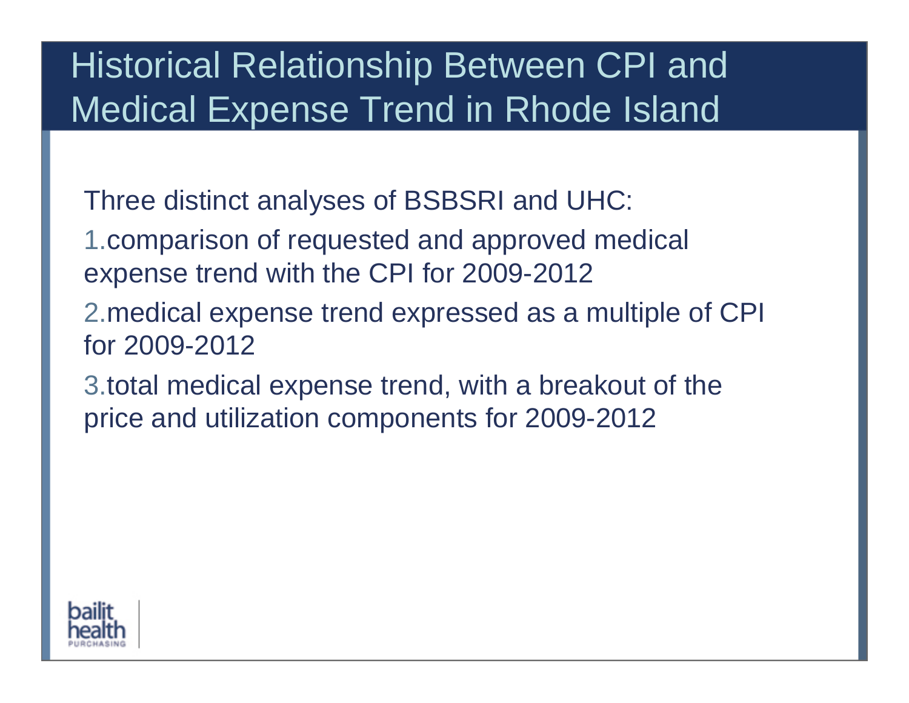# Historical Relationship Between CPI and Medical Expense Trend in Rhode Island

Three distinct analyses of BSBSRI and UHC:

1. comparison of requested and approved medical expense trend with the CPI for 2009-2012
2. medical expense trend expressed as a multiple of CPI for 2009-2012
3. total medical expense trend, with a breakout of the price and utilization components for 2009-2012

bailit health PURCHASING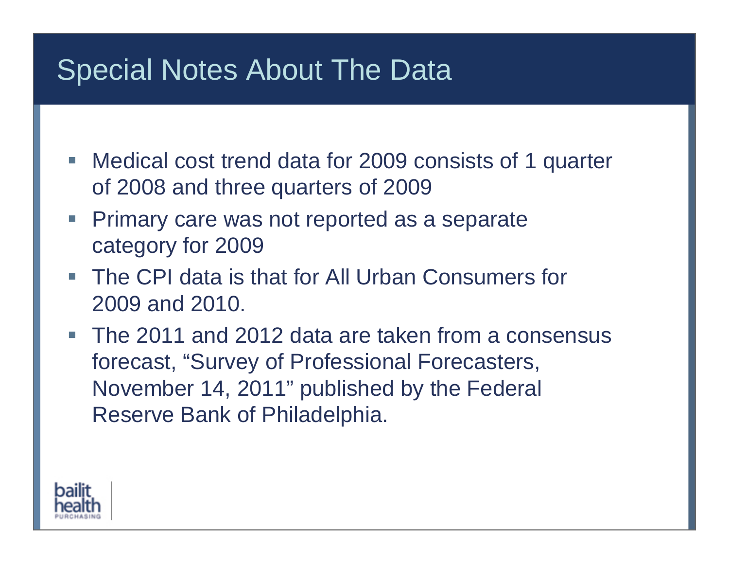# Special Notes About The Data

- Medical cost trend data for 2009 consists of 1 quarter of 2008 and three quarters of 2009
- Primary care was not reported as a separate category for 2009
- The CPI data is that for All Urban Consumers for 2009 and 2010.
- The 2011 and 2012 data are taken from a consensus forecast, “Survey of Professional Forecasters, November 14, 2011” published by the Federal Reserve Bank of Philadelphia.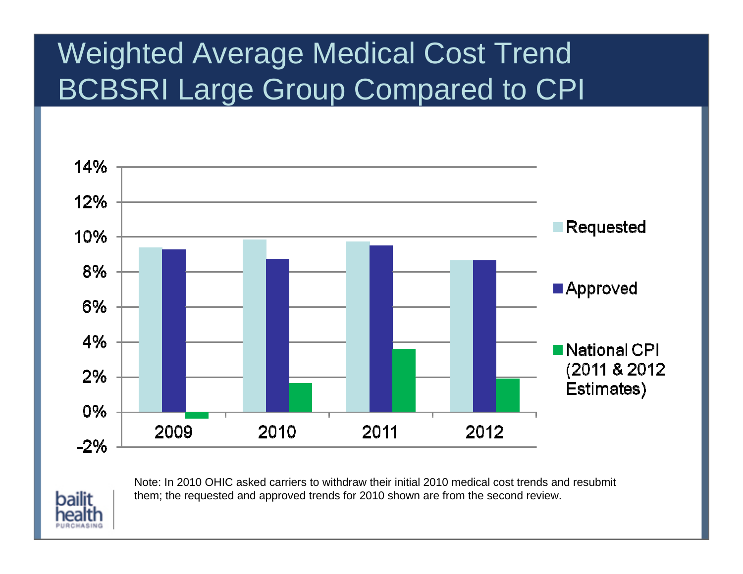# Weighted Average Medical Cost Trend BCBSRI Large Group Compared to CPI

Legend: Requested; Approved; National CPI (2011 & 2012 Estimates)

Y-axis: -2%, 0%, 2%, 4%, 6%, 8%, 10%, 12%, 14%

X-axis: 2009, 2010, 2011, 2012

Note: In 2010 OHIC asked carriers to withdraw their initial 2010 medical cost trends and resubmit them; the requested and approved trends for 2010 shown are from the second review.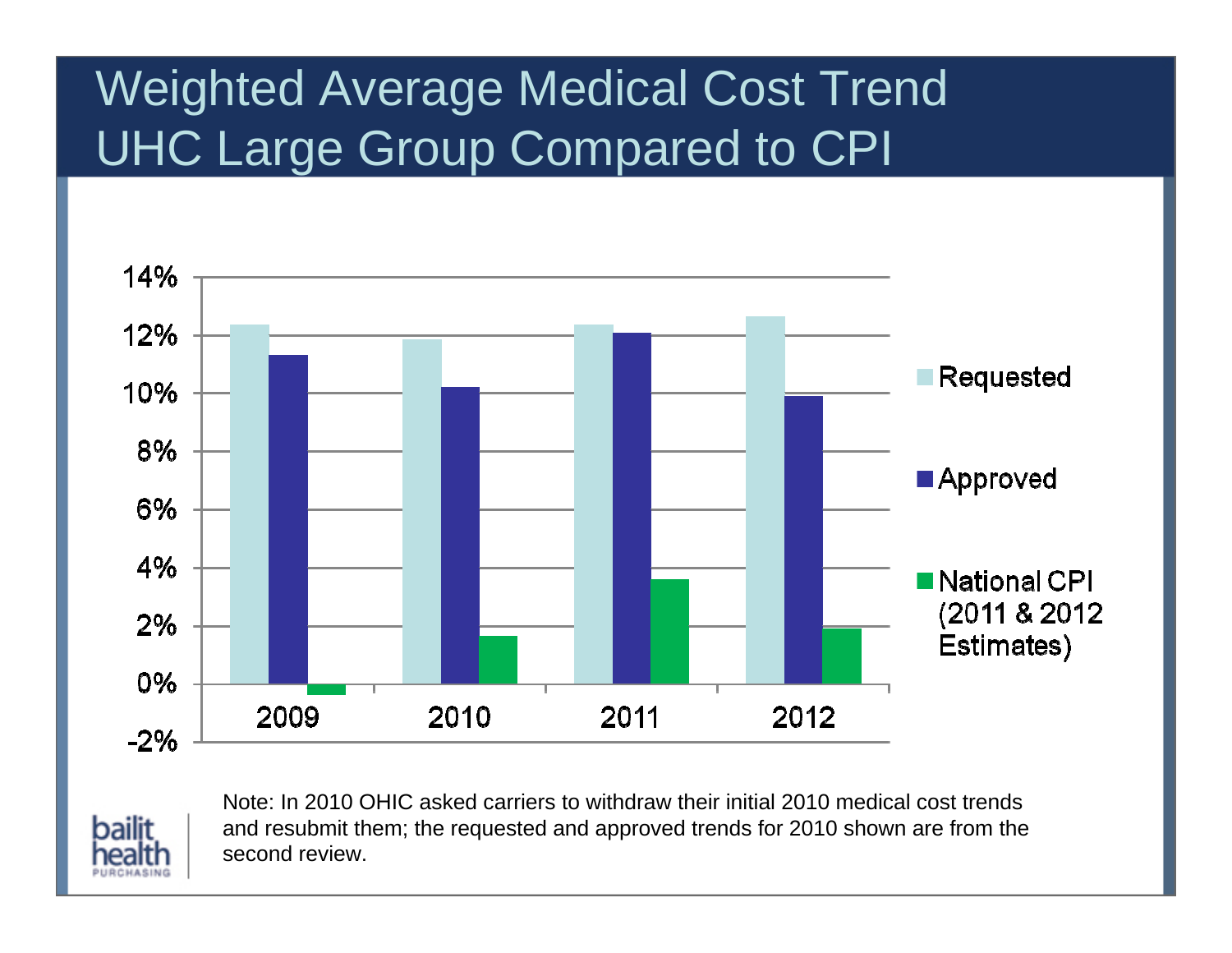# Weighted Average Medical Cost Trend UHC Large Group Compared to CPI

Note: In 2010 OHIC asked carriers to withdraw their initial 2010 medical cost trends and resubmit them; the requested and approved trends for 2010 shown are from the second review.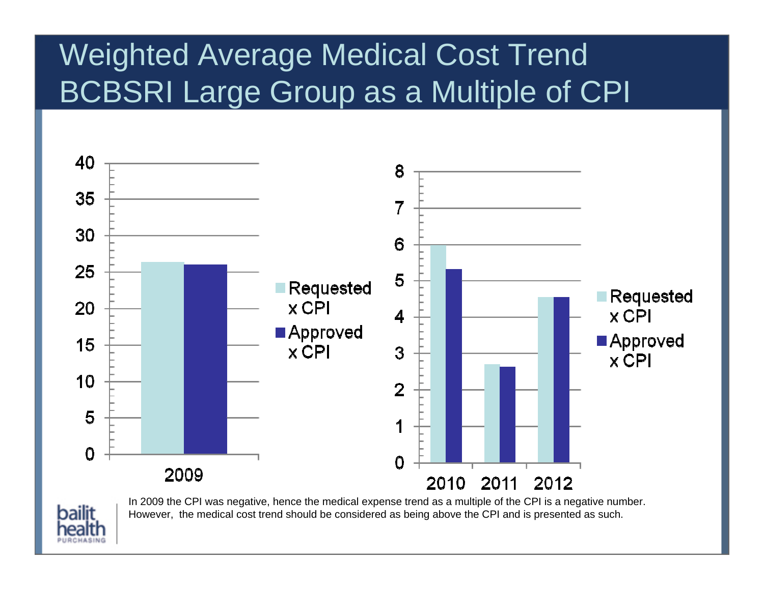# Weighted Average Medical Cost Trend BCBSRI Large Group as a Multiple of CPI

In 2009 the CPI was negative, hence the medical expense trend as a multiple of the CPI is a negative number. However, the medical cost trend should be considered as being above the CPI and is presented as such.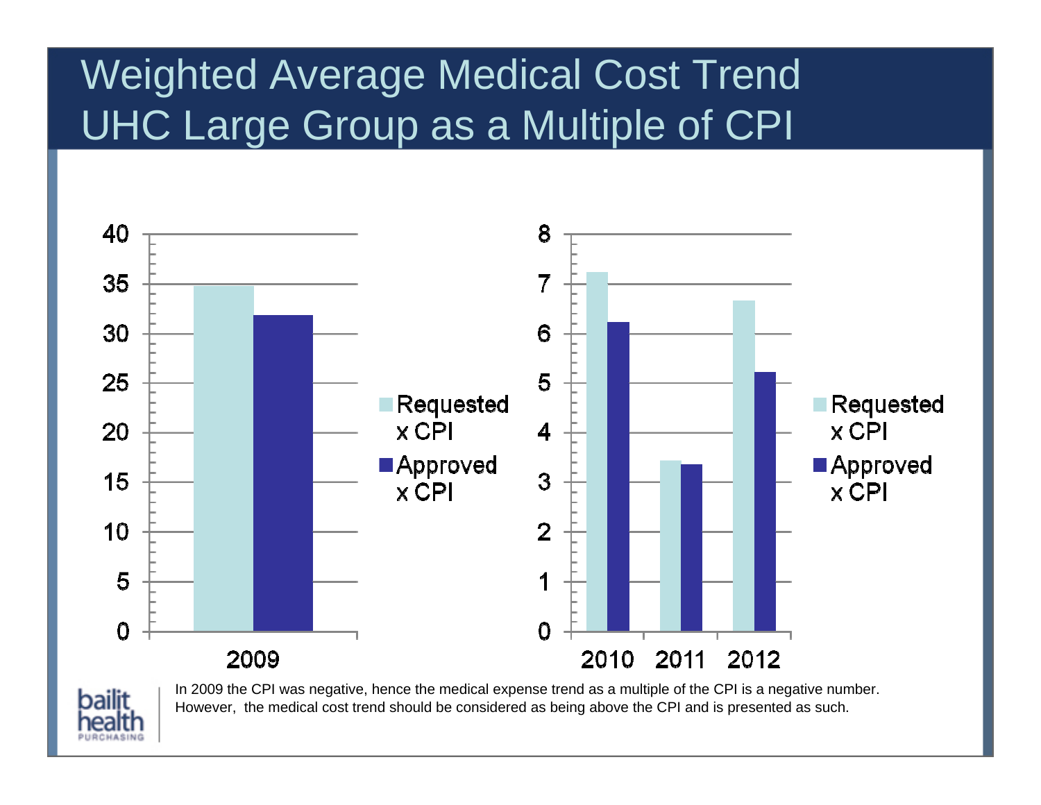# Weighted Average Medical Cost Trend UHC Large Group as a Multiple of CPI

| Year | Requested x CPI | Approved x CPI |
|---|---|---|
| 2009 | ~34.8 | ~31.8 |
| 2010 | ~7.2 | ~6.2 |
| 2011 | ~3.4 | ~3.4 |
| 2012 | ~6.7 | ~5.2 |

In 2009 the CPI was negative, hence the medical expense trend as a multiple of the CPI is a negative number. However, the medical cost trend should be considered as being above the CPI and is presented as such.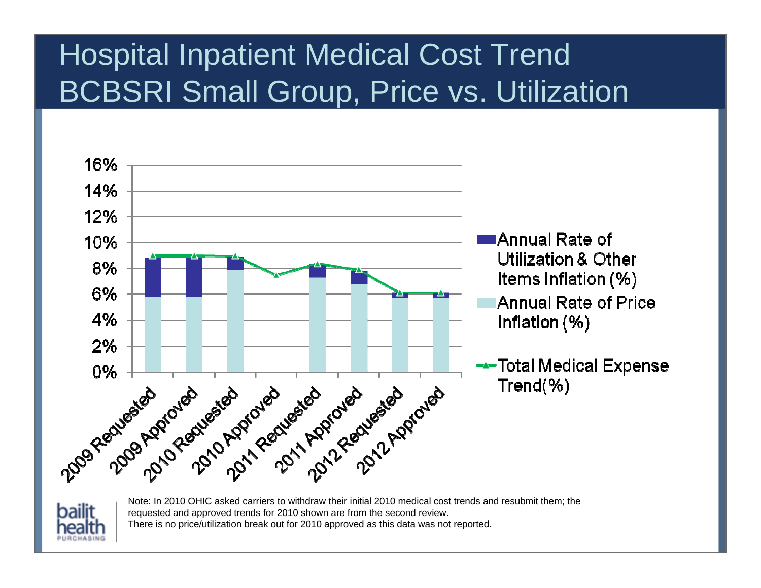# Hospital Inpatient Medical Cost Trend BCBSRI Small Group, Price vs. Utilization

16%
14%
12%
10%
8%
6%
4%
2%
0%

2009 Requested, 2009 Approved, 2010 Requested, 2010 Approved, 2011 Requested, 2011 Approved, 2012 Requested, 2012 Approved

- Annual Rate of Utilization & Other Items Inflation (%)
- Annual Rate of Price Inflation (%)
- Total Medical Expense Trend(%)

Note: In 2010 OHIC asked carriers to withdraw their initial 2010 medical cost trends and resubmit them; the requested and approved trends for 2010 shown are from the second review.
There is no price/utilization break out for 2010 approved as this data was not reported.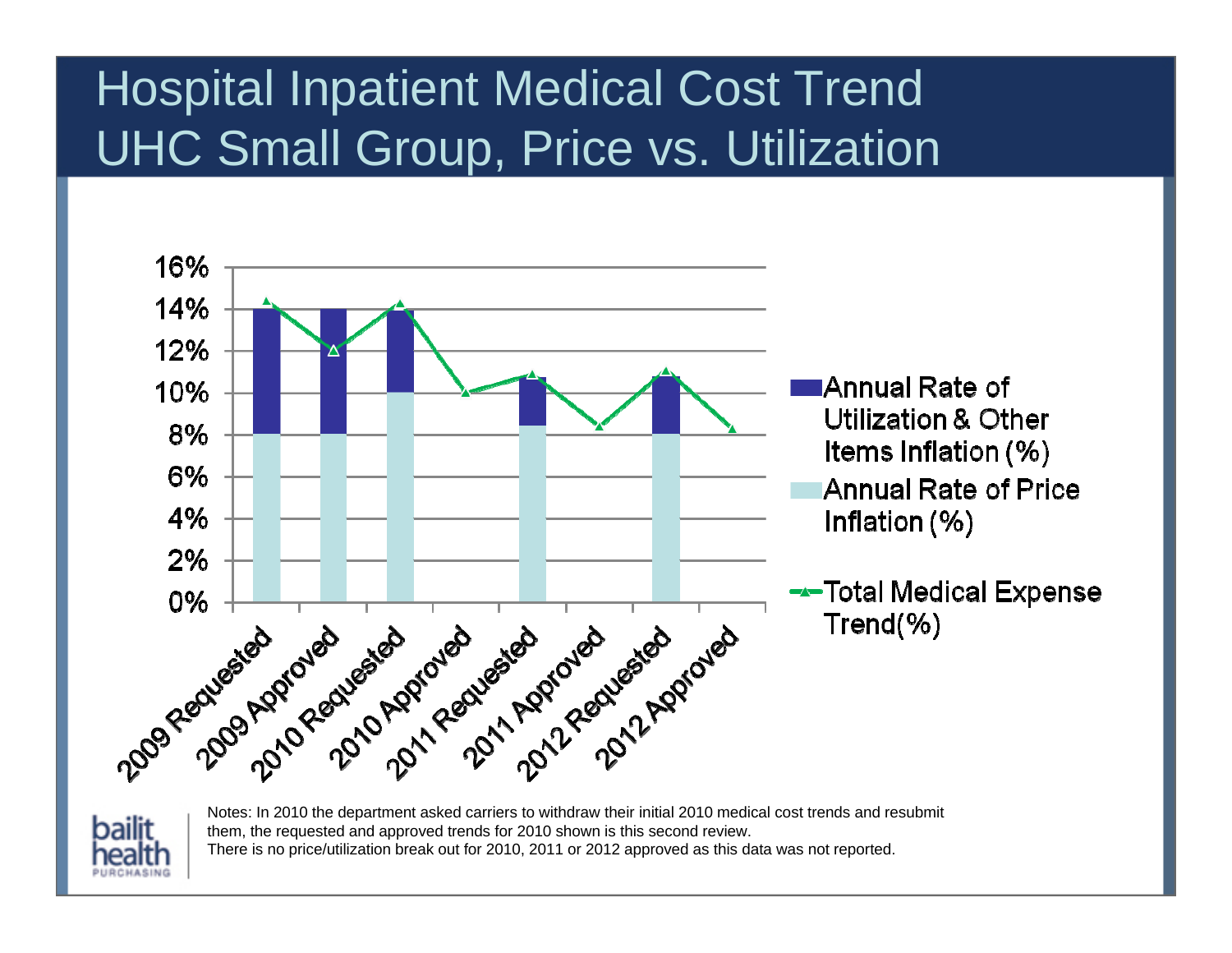# Hospital Inpatient Medical Cost Trend
# UHC Small Group, Price vs. Utilization

| | Annual Rate of Price Inflation (%) | Annual Rate of Utilization & Other Items Inflation (%) | Total Medical Expense Trend(%) |
|---|---|---|---|
| 2009 Requested | 8% | 6% | 14.3% |
| 2009 Approved | 8% | 6% | 12% |
| 2010 Requested | 10% | 4% | 14.2% |
| 2010 Approved | | | 10% |
| 2011 Requested | 8.4% | 2.3% | 10.8% |
| 2011 Approved | | | 8.4% |
| 2012 Requested | 8% | 2.8% | 11% |
| 2012 Approved | | | 8.2% |

Notes: In 2010 the department asked carriers to withdraw their initial 2010 medical cost trends and resubmit them, the requested and approved trends for 2010 shown is this second review.
There is no price/utilization break out for 2010, 2011 or 2012 approved as this data was not reported.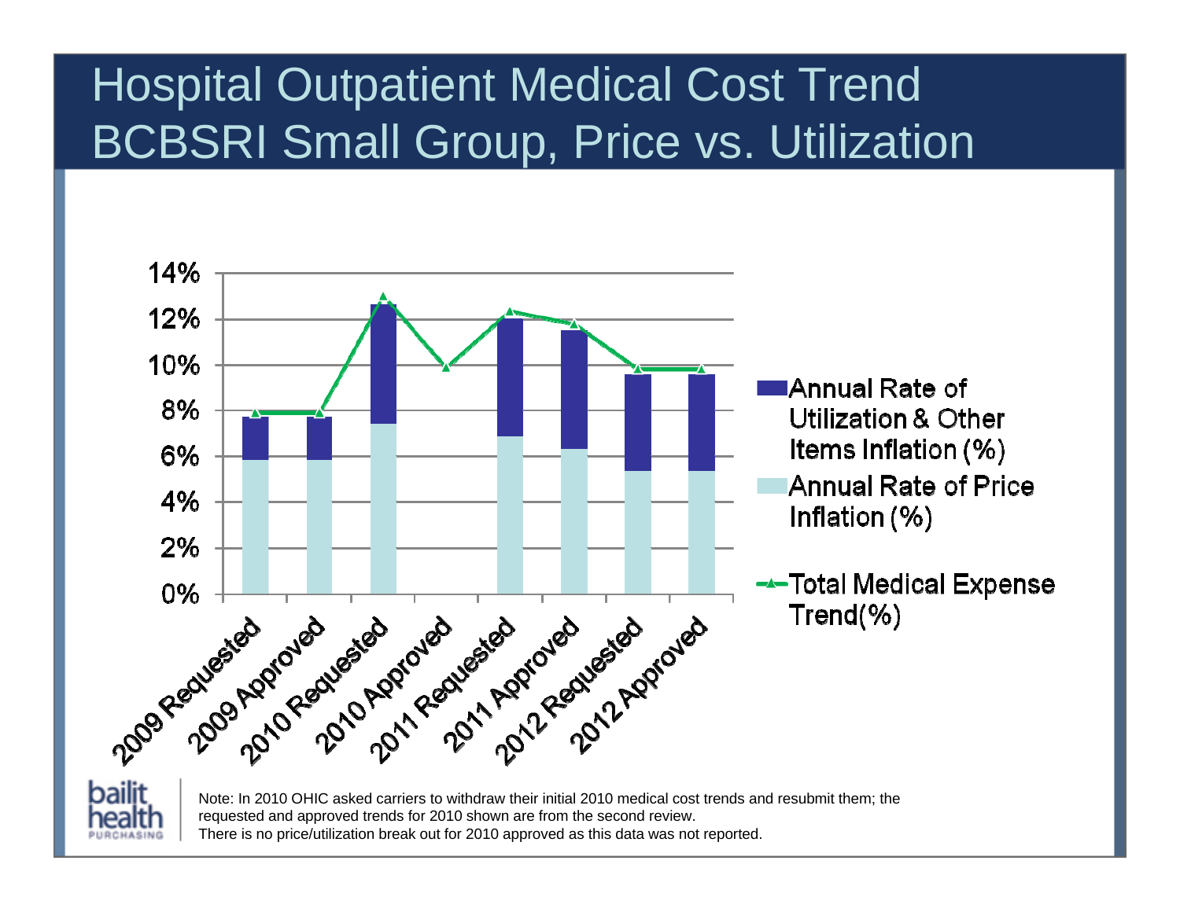# Hospital Outpatient Medical Cost Trend BCBSRI Small Group, Price vs. Utilization

14%
12%
10%
8%
6%
4%
2%
0%

2009 Requested, 2009 Approved, 2010 Requested, 2010 Approved, 2011 Requested, 2011 Approved, 2012 Requested, 2012 Approved

Annual Rate of Utilization & Other Items Inflation (%)

Annual Rate of Price Inflation (%)

Total Medical Expense Trend(%)

Note: In 2010 OHIC asked carriers to withdraw their initial 2010 medical cost trends and resubmit them; the requested and approved trends for 2010 shown are from the second review.
There is no price/utilization break out for 2010 approved as this data was not reported.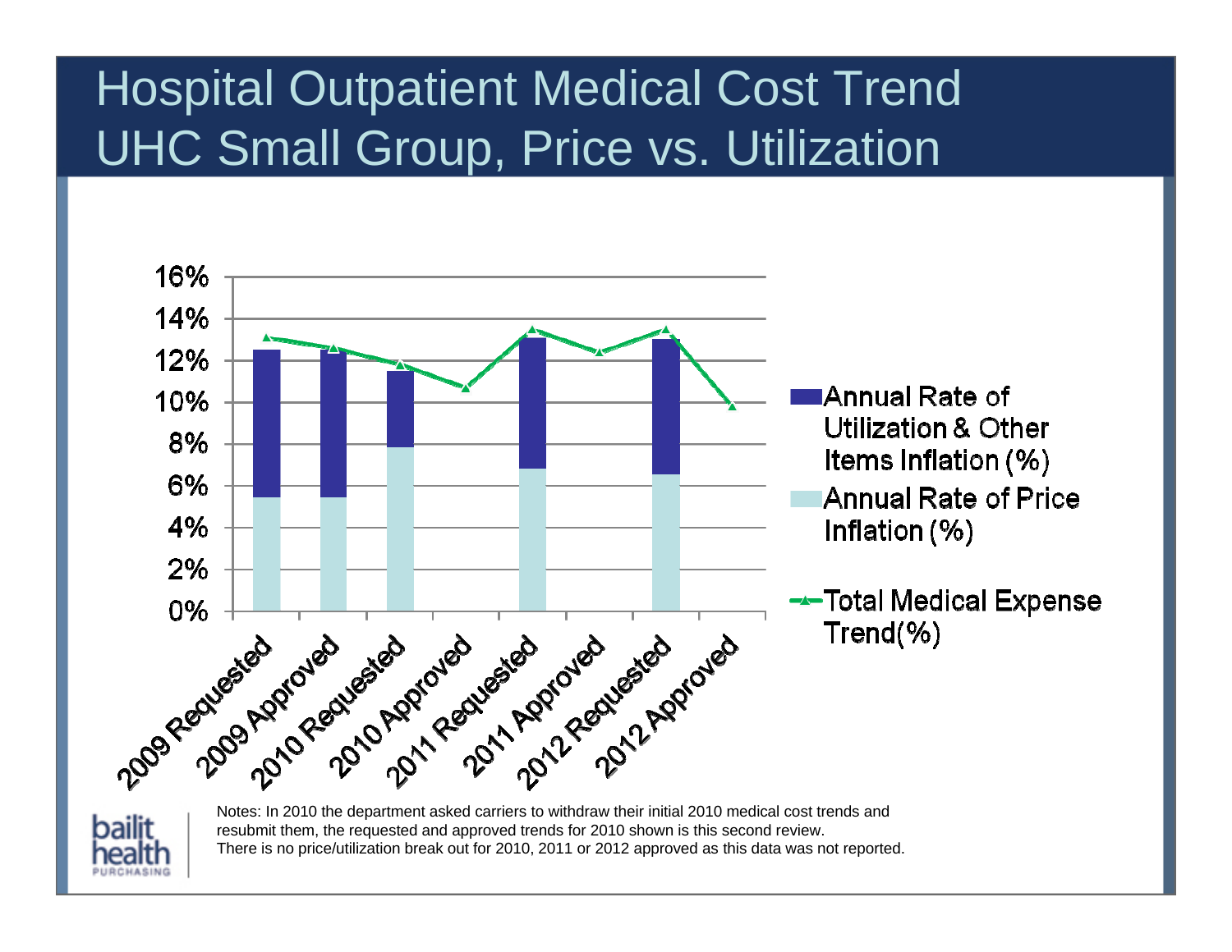# Hospital Outpatient Medical Cost Trend UHC Small Group, Price vs. Utilization

16%
14%
12%
10%
8%
6%
4%
2%
0%

2009 Requested
2009 Approved
2010 Requested
2010 Approved
2011 Requested
2011 Approved
2012 Requested
2012 Approved

Annual Rate of Utilization & Other Items Inflation (%)

Annual Rate of Price Inflation (%)

Total Medical Expense Trend(%)

Notes: In 2010 the department asked carriers to withdraw their initial 2010 medical cost trends and resubmit them, the requested and approved trends for 2010 shown is this second review. There is no price/utilization break out for 2010, 2011 or 2012 approved as this data was not reported.

bailit health PURCHASING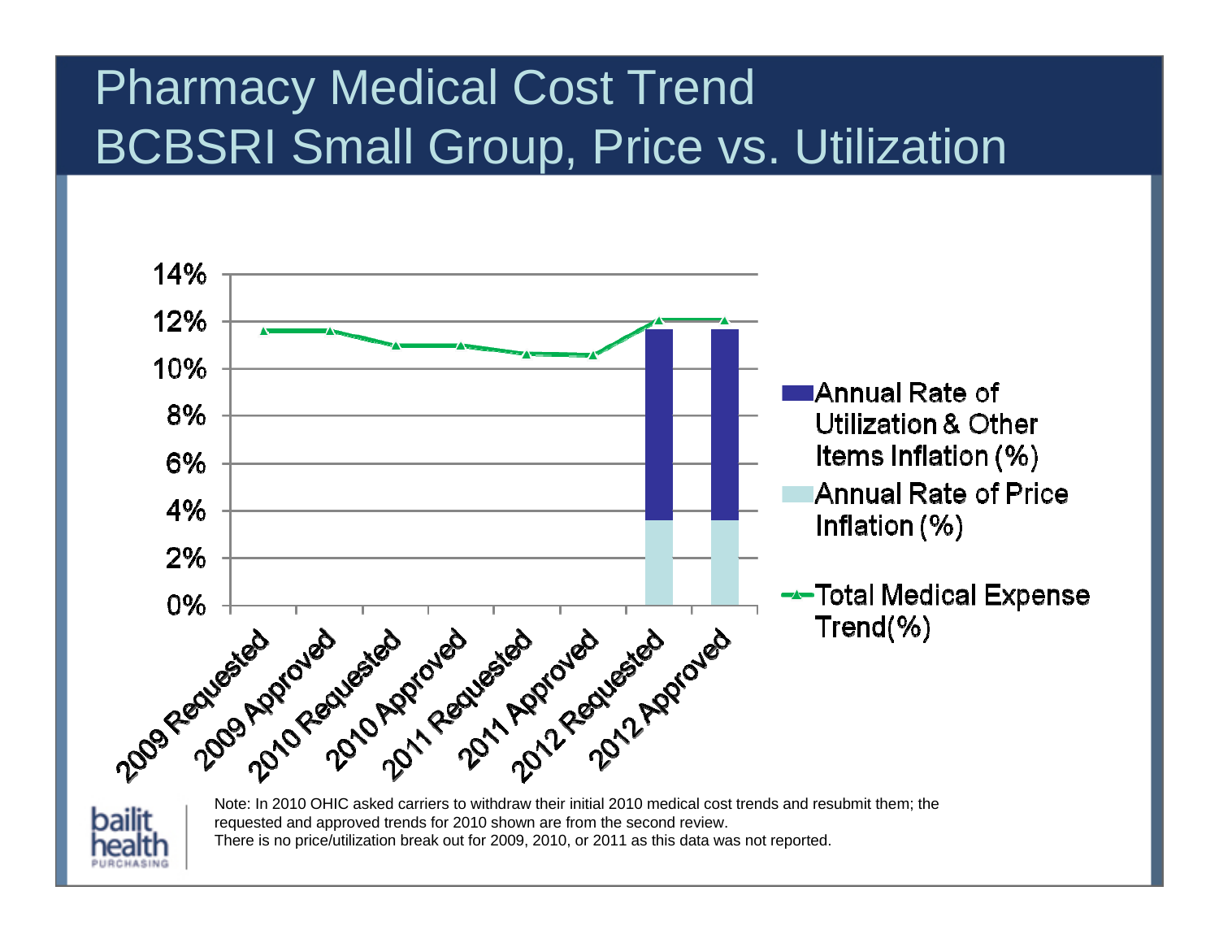# Pharmacy Medical Cost Trend
# BCBSRI Small Group, Price vs. Utilization

Note: In 2010 OHIC asked carriers to withdraw their initial 2010 medical cost trends and resubmit them; the requested and approved trends for 2010 shown are from the second review.
There is no price/utilization break out for 2009, 2010, or 2011 as this data was not reported.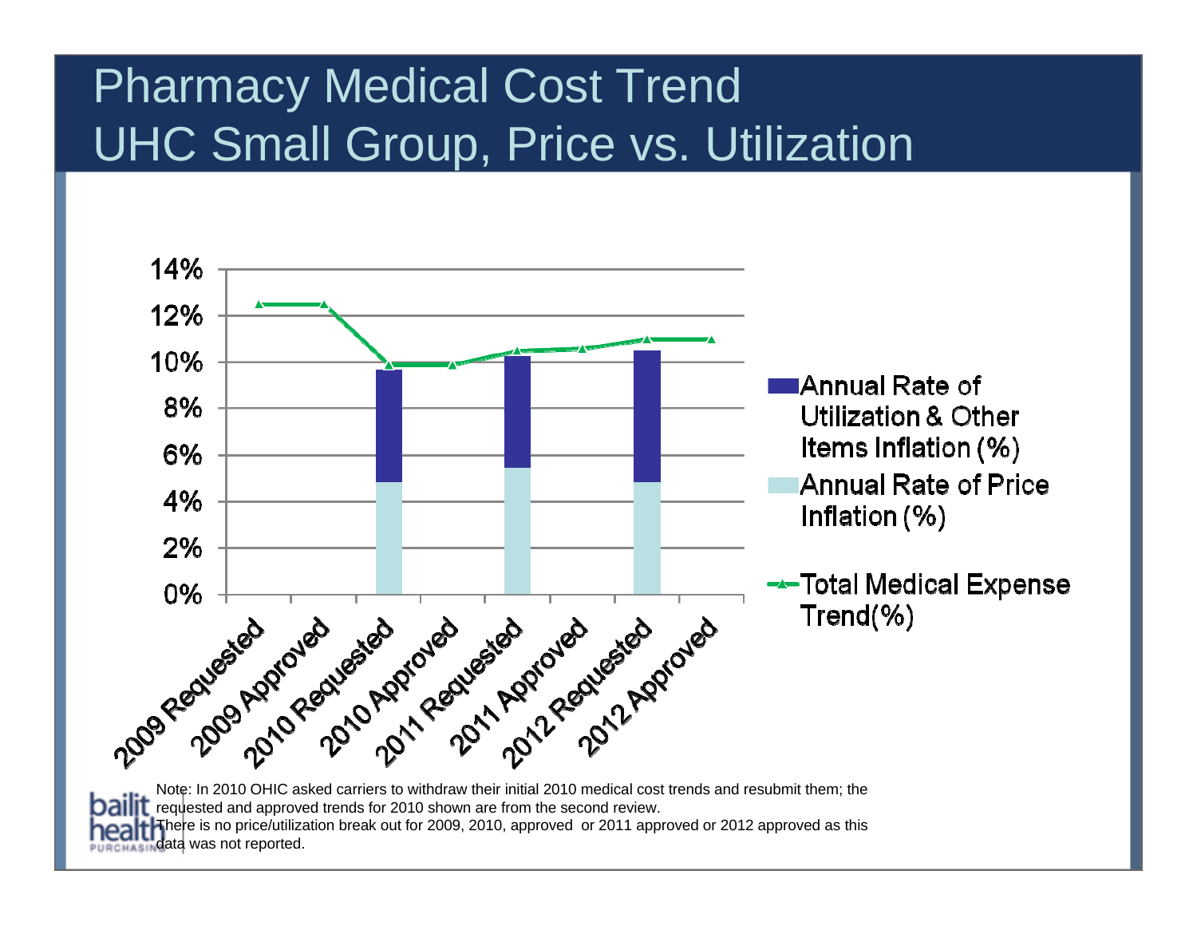# Pharmacy Medical Cost Trend
# UHC Small Group, Price vs. Utilization

| | 2009 Requested | 2009 Approved | 2010 Requested | 2010 Approved | 2011 Requested | 2011 Approved | 2012 Requested | 2012 Approved |
|---|---|---|---|---|---|---|---|---|
| Annual Rate of Utilization & Other Items Inflation (%) | | | | | | | | |
| Annual Rate of Price Inflation (%) | | | | | | | | |
| Total Medical Expense Trend(%) | | | | | | | | |

Note: In 2010 OHIC asked carriers to withdraw their initial 2010 medical cost trends and resubmit them; the requested and approved trends for 2010 shown are from the second review.
There is no price/utilization break out for 2009, 2010, approved or 2011 approved or 2012 approved as this data was not reported.

bailit health PURCHASING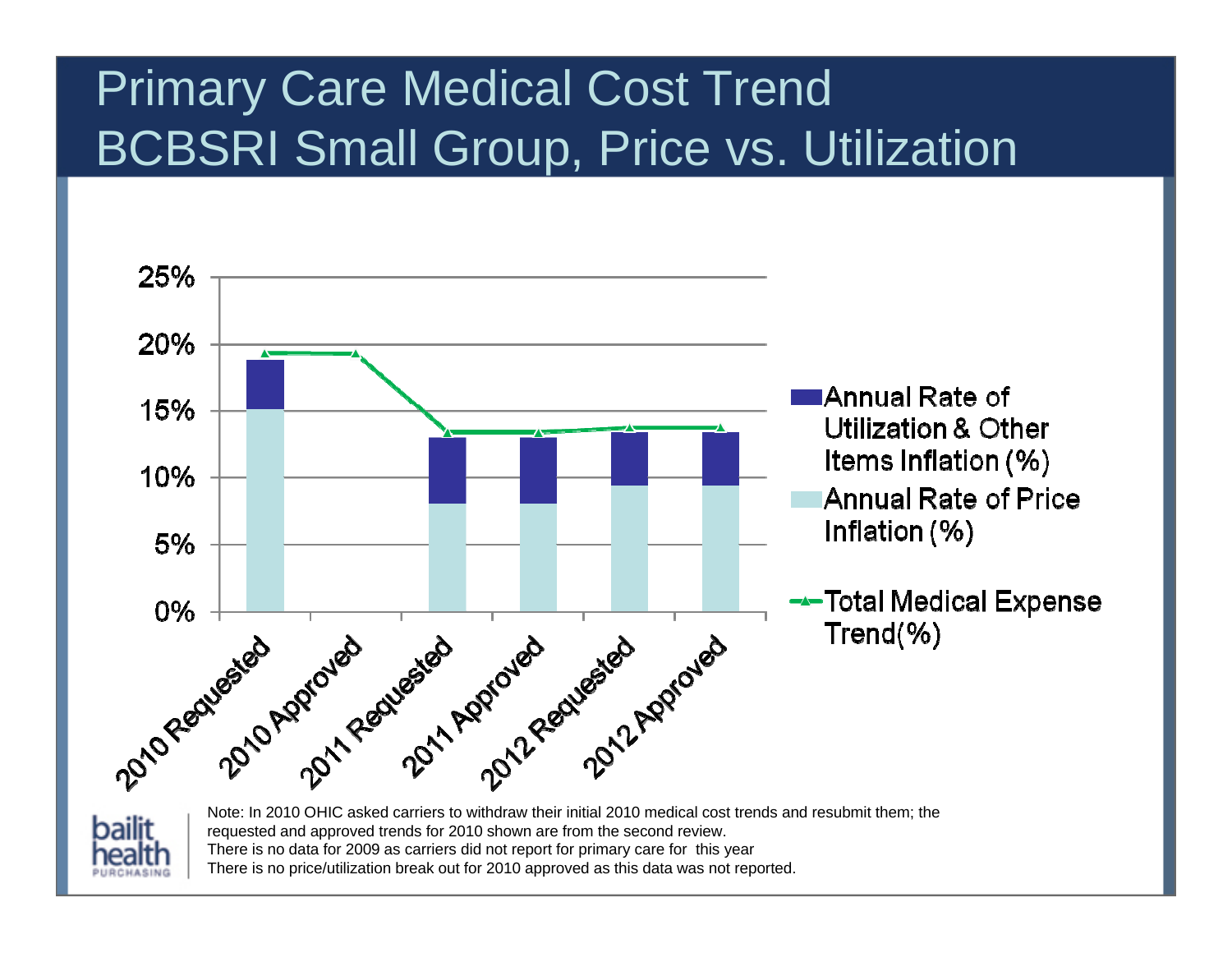# Primary Care Medical Cost Trend
# BCBSRI Small Group, Price vs. Utilization

25%
20%
15%
10%
5%
0%

2010 Requested
2010 Approved
2011 Requested
2011 Approved
2012 Requested
2012 Approved

Annual Rate of Utilization & Other Items Inflation (%)

Annual Rate of Price Inflation (%)

Total Medical Expense Trend(%)

Note: In 2010 OHIC asked carriers to withdraw their initial 2010 medical cost trends and resubmit them; the requested and approved trends for 2010 shown are from the second review.
There is no data for 2009 as carriers did not report for primary care for this year
There is no price/utilization break out for 2010 approved as this data was not reported.

bailit health PURCHASING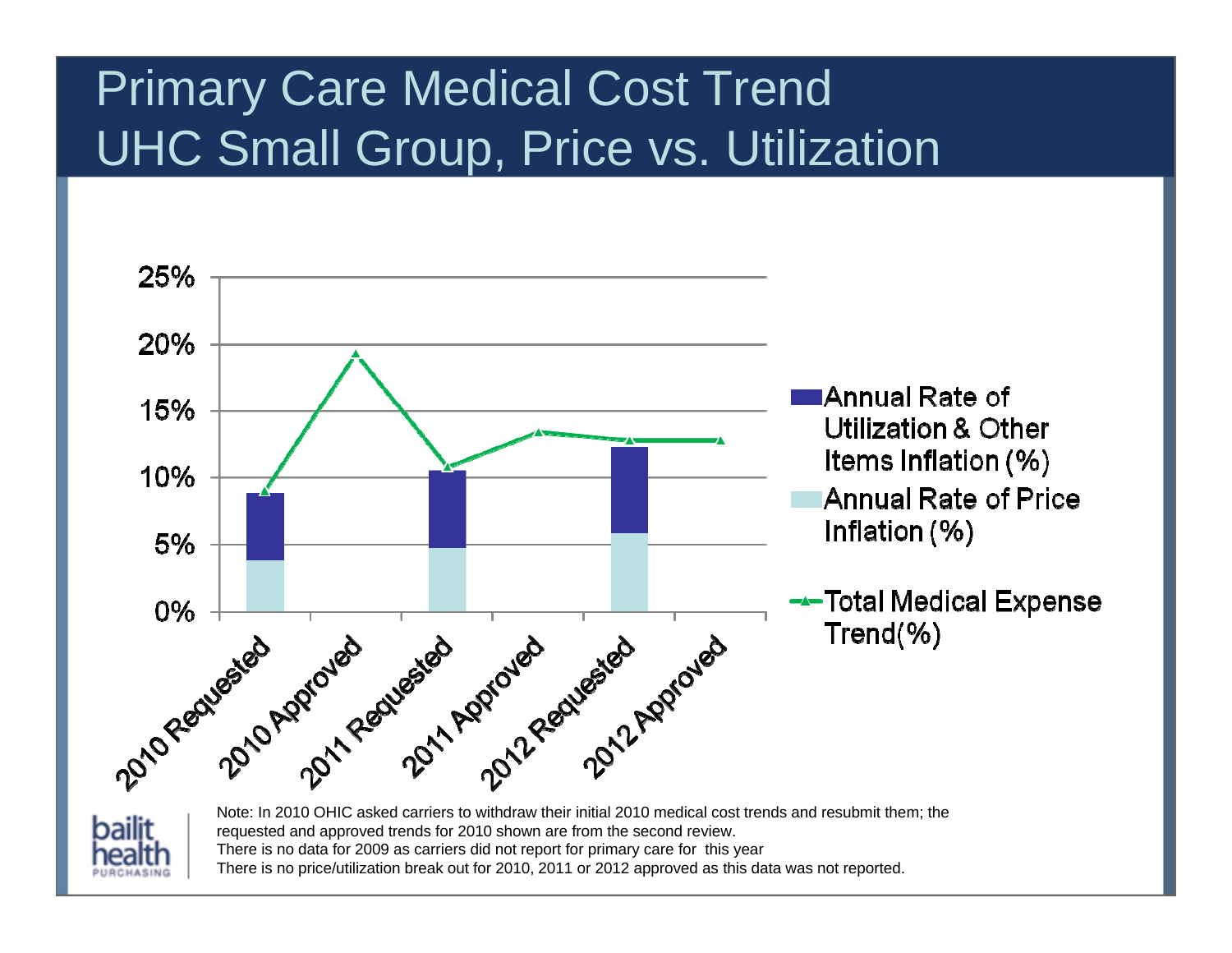# Primary Care Medical Cost Trend
# UHC Small Group, Price vs. Utilization

Note: In 2010 OHIC asked carriers to withdraw their initial 2010 medical cost trends and resubmit them; the requested and approved trends for 2010 shown are from the second review.
There is no data for 2009 as carriers did not report for primary care for this year
There is no price/utilization break out for 2010, 2011 or 2012 approved as this data was not reported.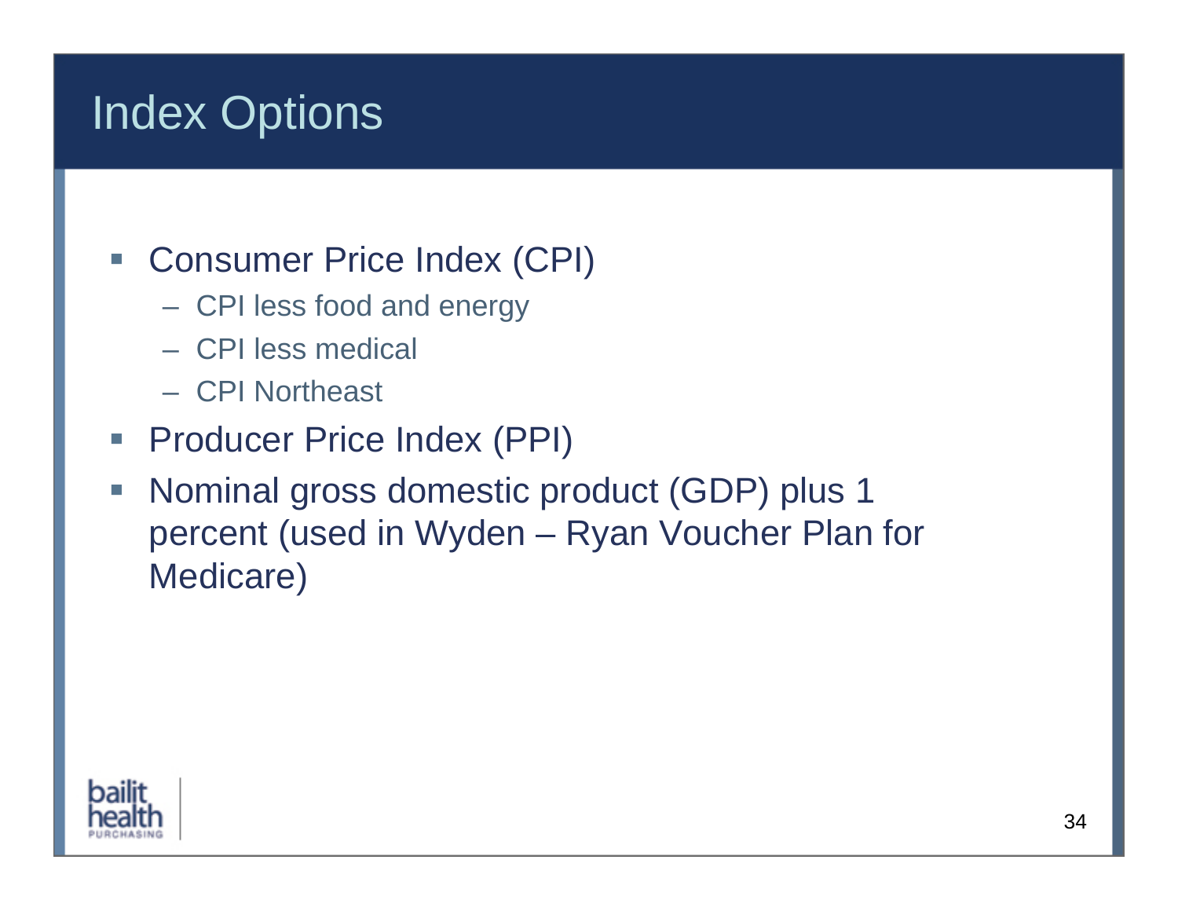# Index Options

- Consumer Price Index (CPI)
  - CPI less food and energy
  - CPI less medical
  - CPI Northeast
- Producer Price Index (PPI)
- Nominal gross domestic product (GDP) plus 1 percent (used in Wyden – Ryan Voucher Plan for Medicare)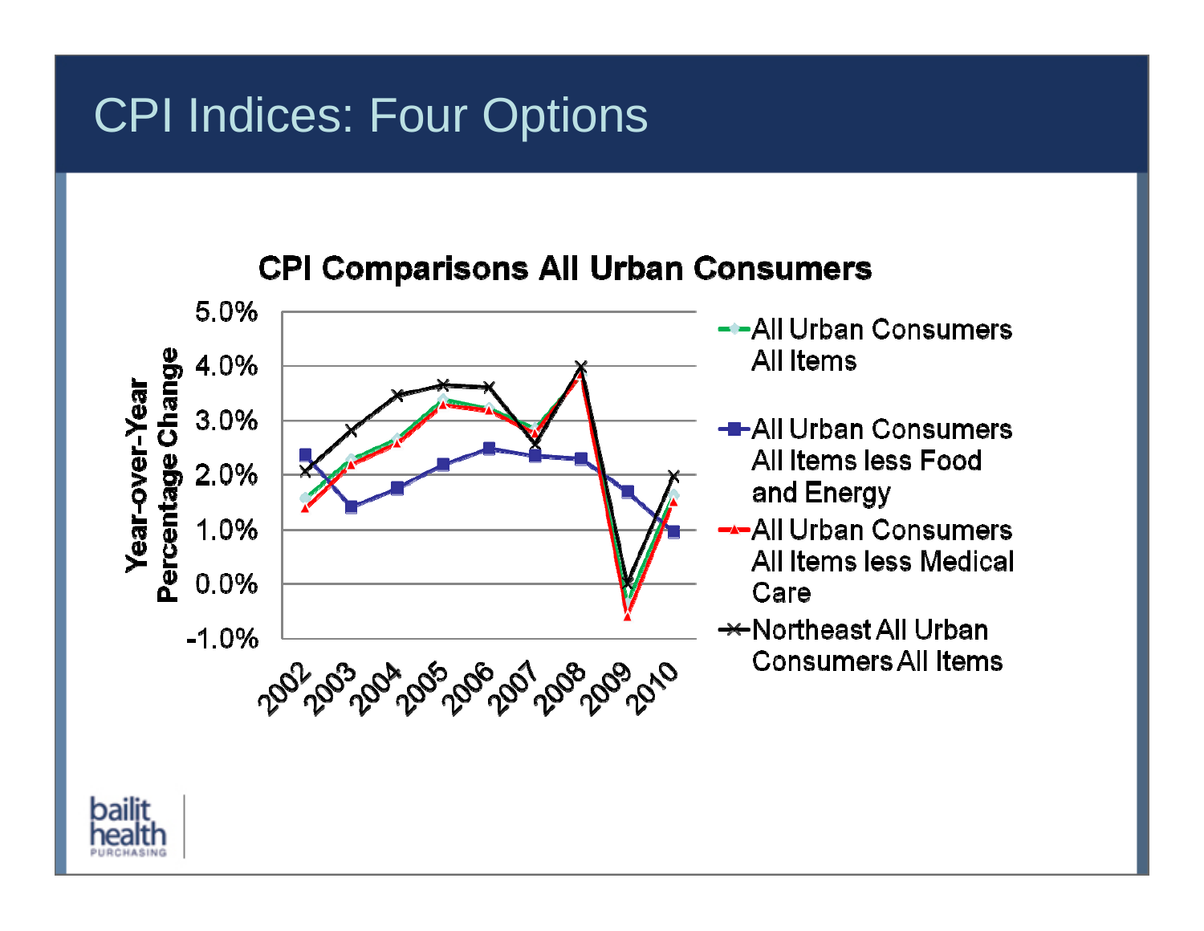# CPI Indices: Four Options

**CPI Comparisons All Urban Consumers**

Year-over-Year Percentage Change

5.0%
4.0%
3.0%
2.0%
1.0%
0.0%
-1.0%

2002 2003 2004 2005 2006 2007 2008 2009 2010

- All Urban Consumers All Items
- All Urban Consumers All Items less Food and Energy
- All Urban Consumers All Items less Medical Care
- Northeast All Urban Consumers All Items

bailit health PURCHASING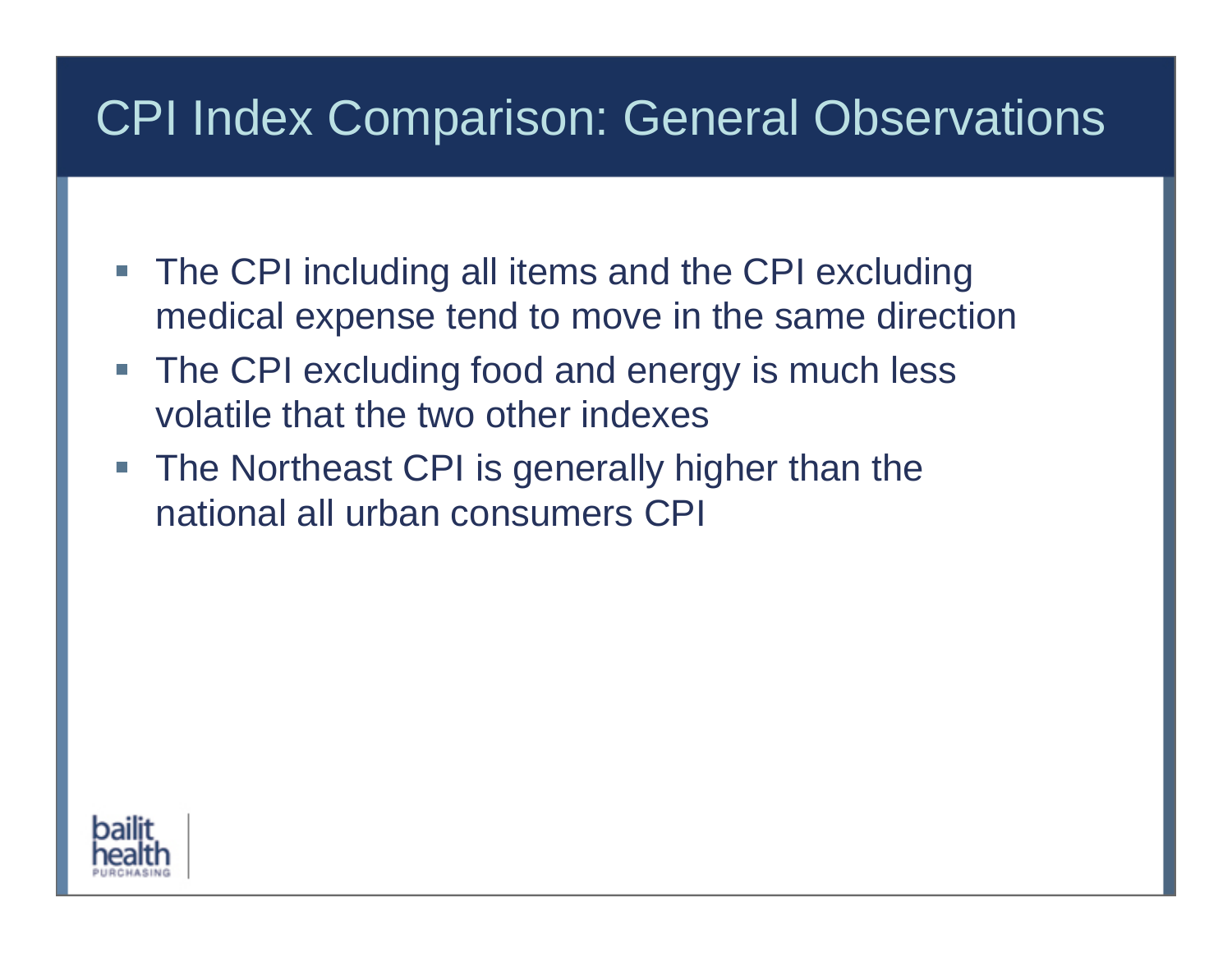# CPI Index Comparison: General Observations

- The CPI including all items and the CPI excluding medical expense tend to move in the same direction
- The CPI excluding food and energy is much less volatile that the two other indexes
- The Northeast CPI is generally higher than the national all urban consumers CPI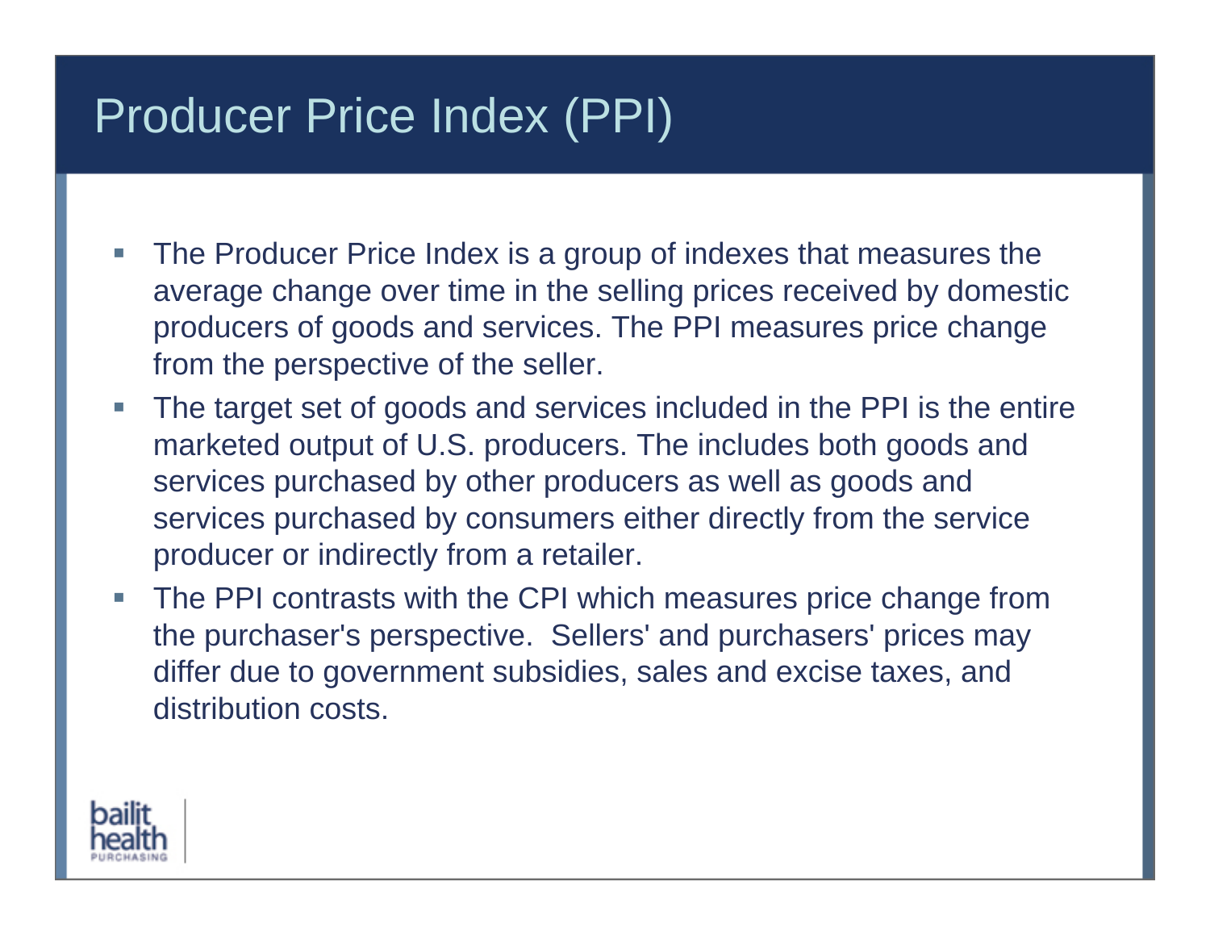# Producer Price Index (PPI)

- The Producer Price Index is a group of indexes that measures the average change over time in the selling prices received by domestic producers of goods and services. The PPI measures price change from the perspective of the seller.
- The target set of goods and services included in the PPI is the entire marketed output of U.S. producers. The includes both goods and services purchased by other producers as well as goods and services purchased by consumers either directly from the service producer or indirectly from a retailer.
- The PPI contrasts with the CPI which measures price change from the purchaser's perspective. Sellers' and purchasers' prices may differ due to government subsidies, sales and excise taxes, and distribution costs.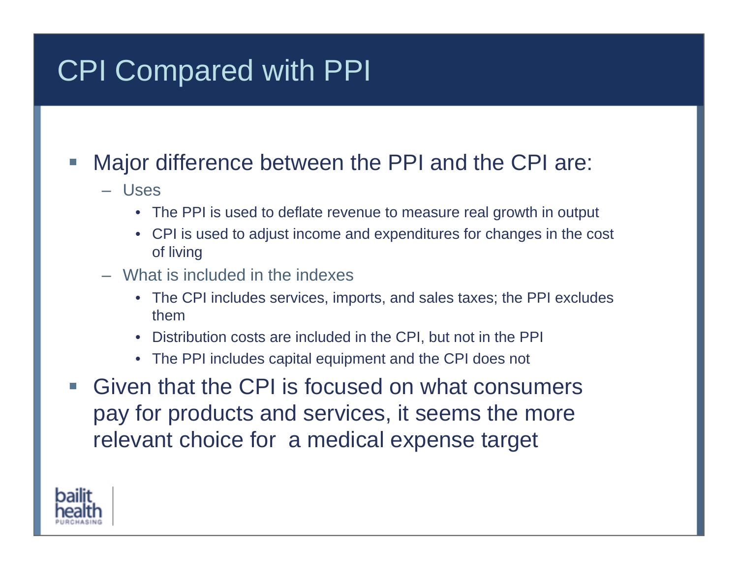# CPI Compared with PPI

- Major difference between the PPI and the CPI are:
  - Uses
    - The PPI is used to deflate revenue to measure real growth in output
    - CPI is used to adjust income and expenditures for changes in the cost of living
  - What is included in the indexes
    - The CPI includes services, imports, and sales taxes; the PPI excludes them
    - Distribution costs are included in the CPI, but not in the PPI
    - The PPI includes capital equipment and the CPI does not
- Given that the CPI is focused on what consumers pay for products and services, it seems the more relevant choice for a medical expense target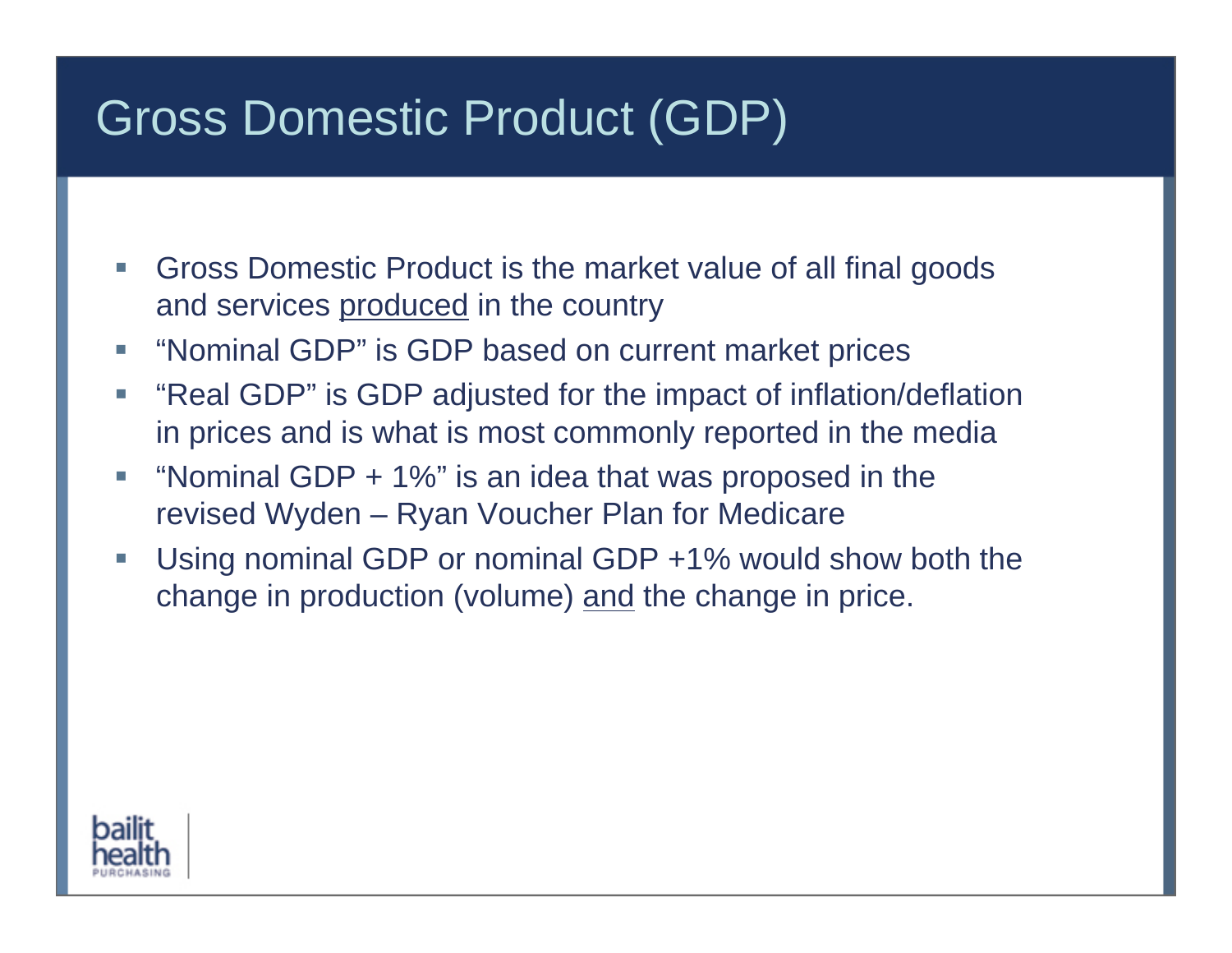# Gross Domestic Product (GDP)

- Gross Domestic Product is the market value of all final goods and services produced in the country
- "Nominal GDP" is GDP based on current market prices
- "Real GDP" is GDP adjusted for the impact of inflation/deflation in prices and is what is most commonly reported in the media
- "Nominal GDP + 1%" is an idea that was proposed in the revised Wyden – Ryan Voucher Plan for Medicare
- Using nominal GDP or nominal GDP +1% would show both the change in production (volume) and the change in price.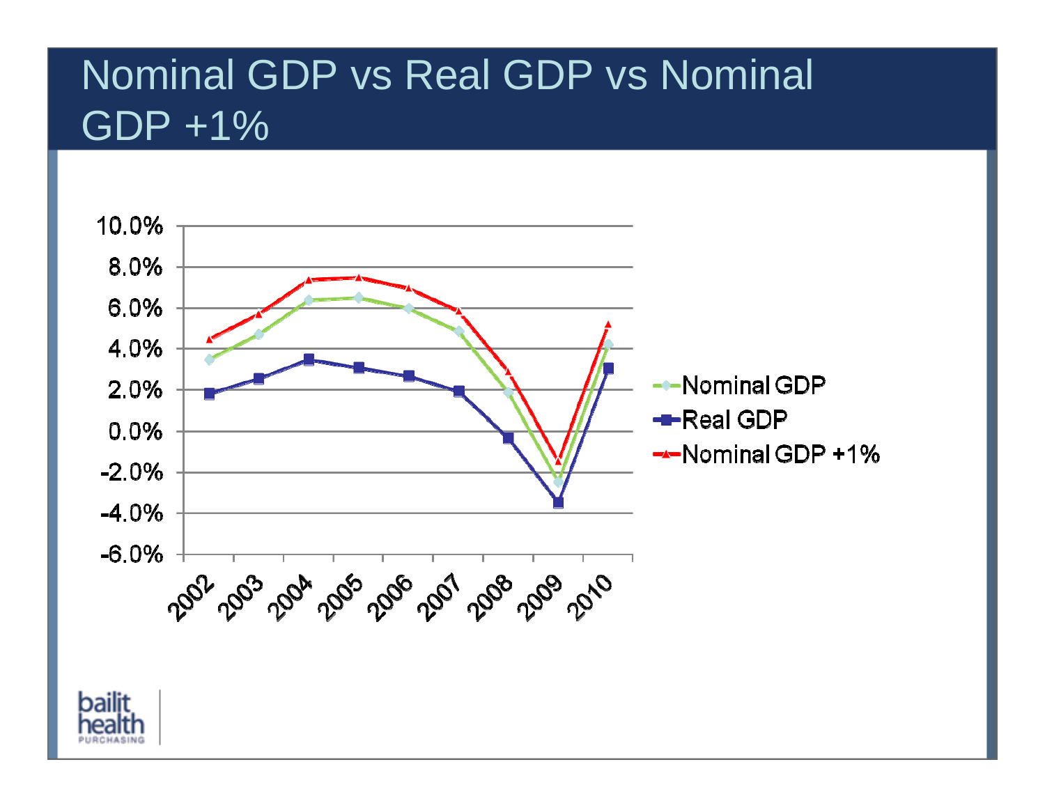# Nominal GDP vs Real GDP vs Nominal GDP +1%

| Year | Nominal GDP | Real GDP | Nominal GDP +1% |
|---|---|---|---|
| 2002 | 3.5% | 1.8% | 4.5% |
| 2003 | 4.7% | 2.5% | 5.7% |
| 2004 | 6.4% | 3.5% | 7.4% |
| 2005 | 6.5% | 3.1% | 7.5% |
| 2006 | 6.0% | 2.7% | 7.0% |
| 2007 | 4.9% | 1.9% | 5.9% |
| 2008 | 1.9% | -0.3% | 2.9% |
| 2009 | -2.5% | -3.5% | -1.5% |
| 2010 | 4.2% | 3.0% | 5.2% |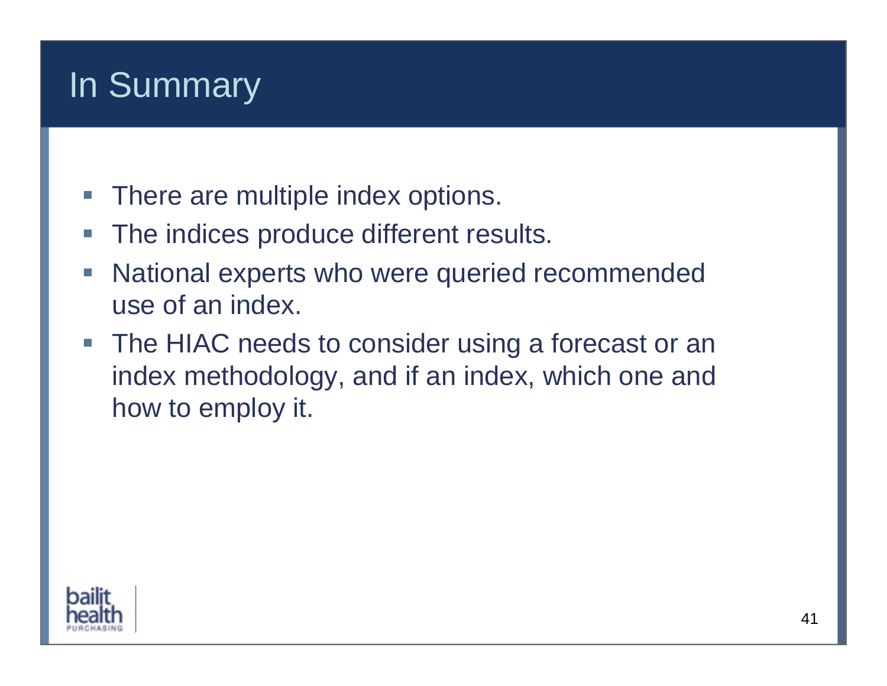# In Summary

- There are multiple index options.
- The indices produce different results.
- National experts who were queried recommended use of an index.
- The HIAC needs to consider using a forecast or an index methodology, and if an index, which one and how to employ it.